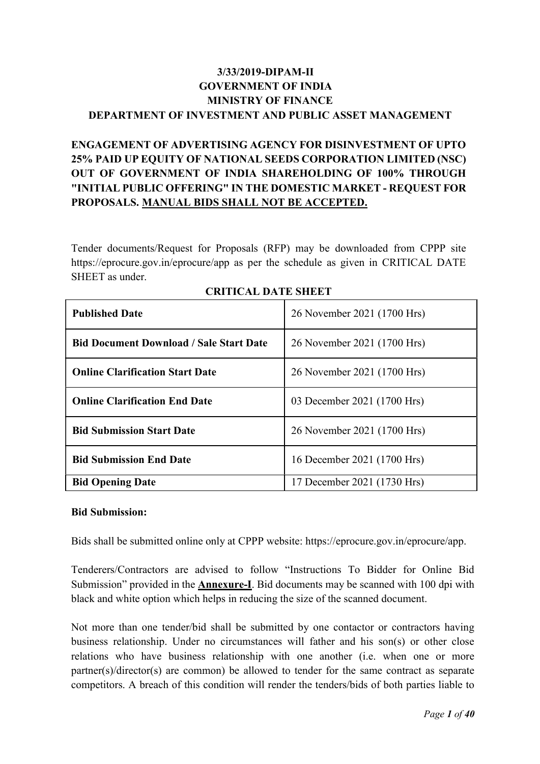**3/33/2019-DIPAM-II**
**GOVERNMENT OF INDIA**
**MINISTRY OF FINANCE**
**DEPARTMENT OF INVESTMENT AND PUBLIC ASSET MANAGEMENT**

**ENGAGEMENT OF ADVERTISING AGENCY FOR DISINVESTMENT OF UPTO 25% PAID UP EQUITY OF NATIONAL SEEDS CORPORATION LIMITED (NSC) OUT OF GOVERNMENT OF INDIA SHAREHOLDING OF 100% THROUGH "INITIAL PUBLIC OFFERING" IN THE DOMESTIC MARKET - REQUEST FOR PROPOSALS. <u>MANUAL BIDS SHALL NOT BE ACCEPTED.</u>**

Tender documents/Request for Proposals (RFP) may be downloaded from CPPP site https://eprocure.gov.in/eprocure/app as per the schedule as given in CRITICAL DATE SHEET as under.

**CRITICAL DATE SHEET**

| | |
|---|---|
| **Published Date** | 26 November 2021 (1700 Hrs) |
| **Bid Document Download / Sale Start Date** | 26 November 2021 (1700 Hrs) |
| **Online Clarification Start Date** | 26 November 2021 (1700 Hrs) |
| **Online Clarification End Date** | 03 December 2021 (1700 Hrs) |
| **Bid Submission Start Date** | 26 November 2021 (1700 Hrs) |
| **Bid Submission End Date** | 16 December 2021 (1700 Hrs) |
| **Bid Opening Date** | 17 December 2021 (1730 Hrs) |

**Bid Submission:**

Bids shall be submitted online only at CPPP website: https://eprocure.gov.in/eprocure/app.

Tenderers/Contractors are advised to follow "Instructions To Bidder for Online Bid Submission" provided in the **<u>Annexure-I</u>**. Bid documents may be scanned with 100 dpi with black and white option which helps in reducing the size of the scanned document.

Not more than one tender/bid shall be submitted by one contactor or contractors having business relationship. Under no circumstances will father and his son(s) or other close relations who have business relationship with one another (i.e. when one or more partner(s)/director(s) are common) be allowed to tender for the same contract as separate competitors. A breach of this condition will render the tenders/bids of both parties liable to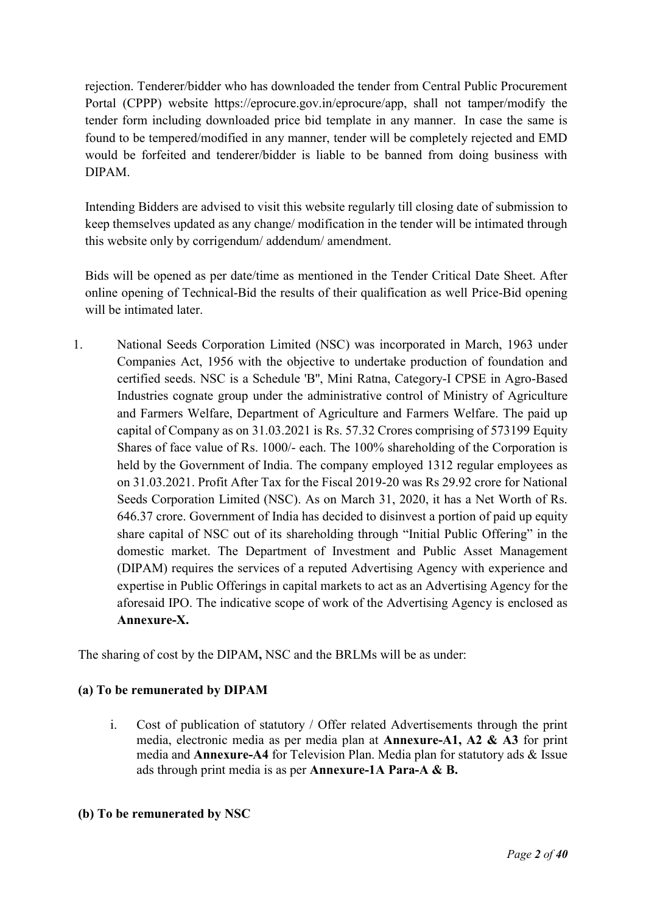rejection. Tenderer/bidder who has downloaded the tender from Central Public Procurement Portal (CPPP) website https://eprocure.gov.in/eprocure/app, shall not tamper/modify the tender form including downloaded price bid template in any manner. In case the same is found to be tempered/modified in any manner, tender will be completely rejected and EMD would be forfeited and tenderer/bidder is liable to be banned from doing business with DIPAM.

Intending Bidders are advised to visit this website regularly till closing date of submission to keep themselves updated as any change/ modification in the tender will be intimated through this website only by corrigendum/ addendum/ amendment.

Bids will be opened as per date/time as mentioned in the Tender Critical Date Sheet. After online opening of Technical-Bid the results of their qualification as well Price-Bid opening will be intimated later.

1. National Seeds Corporation Limited (NSC) was incorporated in March, 1963 under Companies Act, 1956 with the objective to undertake production of foundation and certified seeds. NSC is a Schedule 'B'', Mini Ratna, Category-I CPSE in Agro-Based Industries cognate group under the administrative control of Ministry of Agriculture and Farmers Welfare, Department of Agriculture and Farmers Welfare. The paid up capital of Company as on 31.03.2021 is Rs. 57.32 Crores comprising of 573199 Equity Shares of face value of Rs. 1000/- each. The 100% shareholding of the Corporation is held by the Government of India. The company employed 1312 regular employees as on 31.03.2021. Profit After Tax for the Fiscal 2019-20 was Rs 29.92 crore for National Seeds Corporation Limited (NSC). As on March 31, 2020, it has a Net Worth of Rs. 646.37 crore. Government of India has decided to disinvest a portion of paid up equity share capital of NSC out of its shareholding through "Initial Public Offering" in the domestic market. The Department of Investment and Public Asset Management (DIPAM) requires the services of a reputed Advertising Agency with experience and expertise in Public Offerings in capital markets to act as an Advertising Agency for the aforesaid IPO. The indicative scope of work of the Advertising Agency is enclosed as **Annexure-X.**

The sharing of cost by the DIPAM**,** NSC and the BRLMs will be as under:

**(a) To be remunerated by DIPAM**

i. Cost of publication of statutory / Offer related Advertisements through the print media, electronic media as per media plan at **Annexure-A1, A2 & A3** for print media and **Annexure-A4** for Television Plan. Media plan for statutory ads & Issue ads through print media is as per **Annexure-1A Para-A & B.**

**(b) To be remunerated by NSC**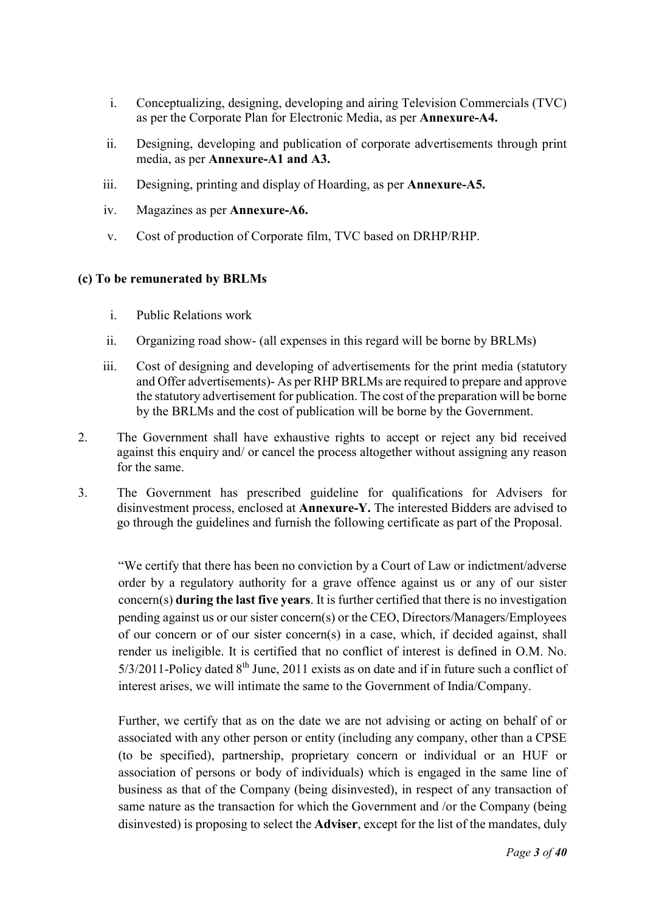i. Conceptualizing, designing, developing and airing Television Commercials (TVC) as per the Corporate Plan for Electronic Media, as per **Annexure-A4.**

ii. Designing, developing and publication of corporate advertisements through print media, as per **Annexure-A1 and A3.**

iii. Designing, printing and display of Hoarding, as per **Annexure-A5.**

iv. Magazines as per **Annexure-A6.**

v. Cost of production of Corporate film, TVC based on DRHP/RHP.

**(c) To be remunerated by BRLMs**

i. Public Relations work

ii. Organizing road show- (all expenses in this regard will be borne by BRLMs)

iii. Cost of designing and developing of advertisements for the print media (statutory and Offer advertisements)- As per RHP BRLMs are required to prepare and approve the statutory advertisement for publication. The cost of the preparation will be borne by the BRLMs and the cost of publication will be borne by the Government.

2. The Government shall have exhaustive rights to accept or reject any bid received against this enquiry and/ or cancel the process altogether without assigning any reason for the same.

3. The Government has prescribed guideline for qualifications for Advisers for disinvestment process, enclosed at **Annexure-Y.** The interested Bidders are advised to go through the guidelines and furnish the following certificate as part of the Proposal.

"We certify that there has been no conviction by a Court of Law or indictment/adverse order by a regulatory authority for a grave offence against us or any of our sister concern(s) **during the last five years**. It is further certified that there is no investigation pending against us or our sister concern(s) or the CEO, Directors/Managers/Employees of our concern or of our sister concern(s) in a case, which, if decided against, shall render us ineligible. It is certified that no conflict of interest is defined in O.M. No. 5/3/2011-Policy dated 8th June, 2011 exists as on date and if in future such a conflict of interest arises, we will intimate the same to the Government of India/Company.

Further, we certify that as on the date we are not advising or acting on behalf of or associated with any other person or entity (including any company, other than a CPSE (to be specified), partnership, proprietary concern or individual or an HUF or association of persons or body of individuals) which is engaged in the same line of business as that of the Company (being disinvested), in respect of any transaction of same nature as the transaction for which the Government and /or the Company (being disinvested) is proposing to select the **Adviser**, except for the list of the mandates, duly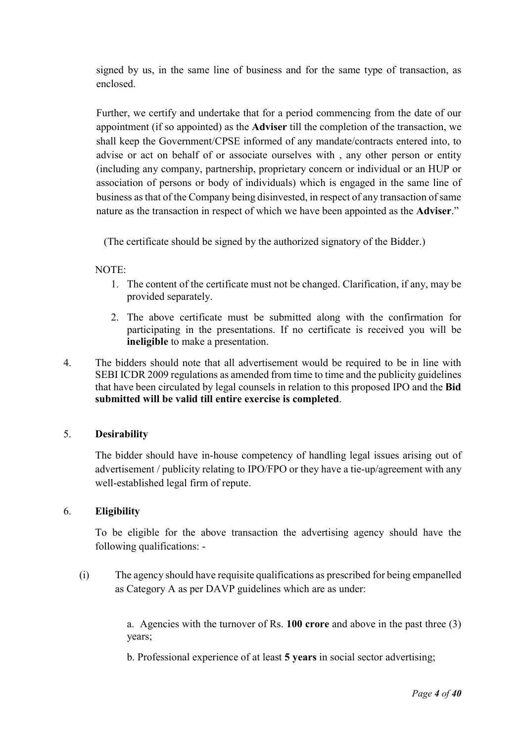signed by us, in the same line of business and for the same type of transaction, as enclosed.

Further, we certify and undertake that for a period commencing from the date of our appointment (if so appointed) as the **Adviser** till the completion of the transaction, we shall keep the Government/CPSE informed of any mandate/contracts entered into, to advise or act on behalf of or associate ourselves with , any other person or entity (including any company, partnership, proprietary concern or individual or an HUP or association of persons or body of individuals) which is engaged in the same line of business as that of the Company being disinvested, in respect of any transaction of same nature as the transaction in respect of which we have been appointed as the **Adviser**."

(The certificate should be signed by the authorized signatory of the Bidder.)

NOTE:

1. The content of the certificate must not be changed. Clarification, if any, may be provided separately.
2. The above certificate must be submitted along with the confirmation for participating in the presentations. If no certificate is received you will be **ineligible** to make a presentation.

4. The bidders should note that all advertisement would be required to be in line with SEBI ICDR 2009 regulations as amended from time to time and the publicity guidelines that have been circulated by legal counsels in relation to this proposed IPO and the **Bid submitted will be valid till entire exercise is completed**.

5. **Desirability**

The bidder should have in-house competency of handling legal issues arising out of advertisement / publicity relating to IPO/FPO or they have a tie-up/agreement with any well-established legal firm of repute.

6. **Eligibility**

To be eligible for the above transaction the advertising agency should have the following qualifications: -

(i) The agency should have requisite qualifications as prescribed for being empanelled as Category A as per DAVP guidelines which are as under:

a. Agencies with the turnover of Rs. **100 crore** and above in the past three (3) years;

b. Professional experience of at least **5 years** in social sector advertising;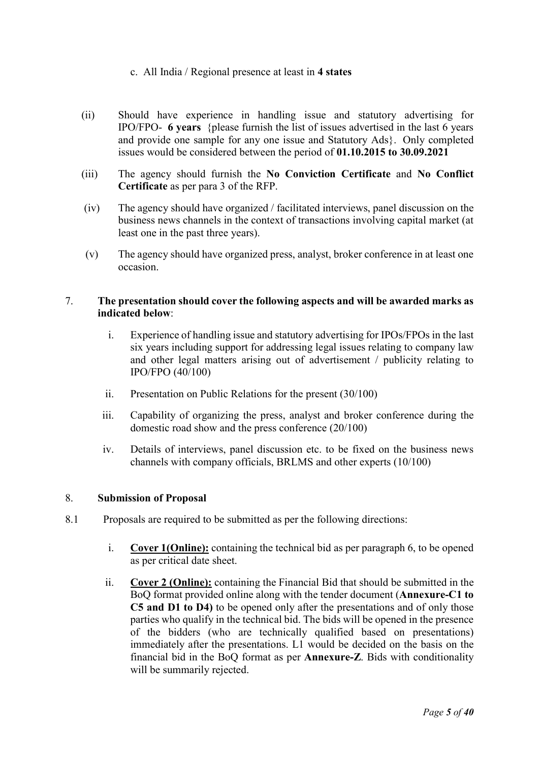c. All India / Regional presence at least in **4 states**

(ii) Should have experience in handling issue and statutory advertising for IPO/FPO- **6 years** {please furnish the list of issues advertised in the last 6 years and provide one sample for any one issue and Statutory Ads}. Only completed issues would be considered between the period of **01.10.2015 to 30.09.2021**

(iii) The agency should furnish the **No Conviction Certificate** and **No Conflict Certificate** as per para 3 of the RFP.

(iv) The agency should have organized / facilitated interviews, panel discussion on the business news channels in the context of transactions involving capital market (at least one in the past three years).

(v) The agency should have organized press, analyst, broker conference in at least one occasion.

7. **The presentation should cover the following aspects and will be awarded marks as indicated below**:

   i. Experience of handling issue and statutory advertising for IPOs/FPOs in the last six years including support for addressing legal issues relating to company law and other legal matters arising out of advertisement / publicity relating to IPO/FPO (40/100)

   ii. Presentation on Public Relations for the present (30/100)

   iii. Capability of organizing the press, analyst and broker conference during the domestic road show and the press conference (20/100)

   iv. Details of interviews, panel discussion etc. to be fixed on the business news channels with company officials, BRLMS and other experts (10/100)

8. **Submission of Proposal**

8.1 Proposals are required to be submitted as per the following directions:

   i. **Cover 1(Online):** containing the technical bid as per paragraph 6, to be opened as per critical date sheet.

   ii. **Cover 2 (Online):** containing the Financial Bid that should be submitted in the BoQ format provided online along with the tender document (**Annexure-C1 to C5 and D1 to D4)** to be opened only after the presentations and of only those parties who qualify in the technical bid. The bids will be opened in the presence of the bidders (who are technically qualified based on presentations) immediately after the presentations. L1 would be decided on the basis on the financial bid in the BoQ format as per **Annexure-Z**. Bids with conditionality will be summarily rejected.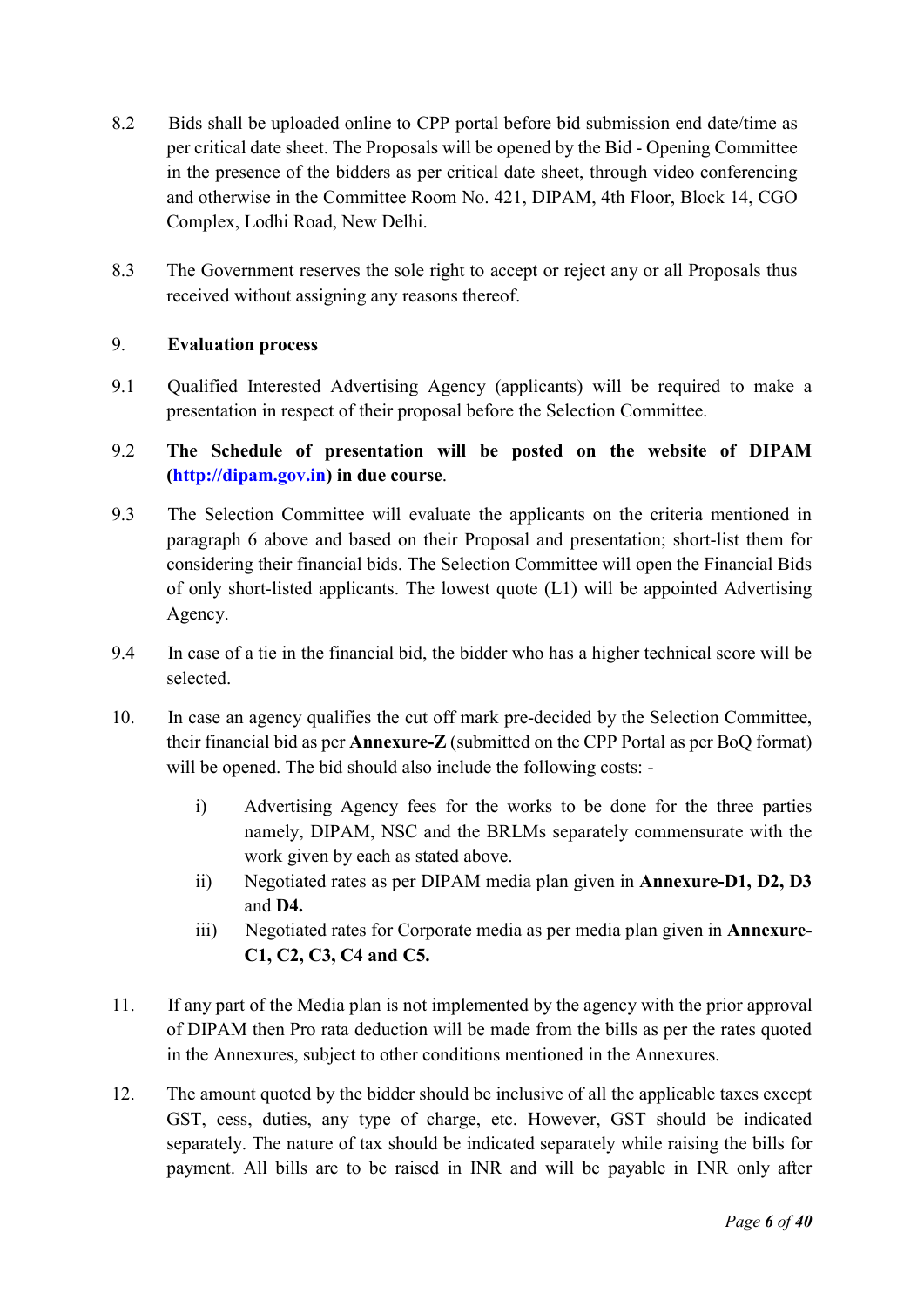8.2 Bids shall be uploaded online to CPP portal before bid submission end date/time as per critical date sheet. The Proposals will be opened by the Bid - Opening Committee in the presence of the bidders as per critical date sheet, through video conferencing and otherwise in the Committee Room No. 421, DIPAM, 4th Floor, Block 14, CGO Complex, Lodhi Road, New Delhi.

8.3 The Government reserves the sole right to accept or reject any or all Proposals thus received without assigning any reasons thereof.

9. **Evaluation process**

9.1 Qualified Interested Advertising Agency (applicants) will be required to make a presentation in respect of their proposal before the Selection Committee.

9.2 **The Schedule of presentation will be posted on the website of DIPAM (http://dipam.gov.in) in due course**.

9.3 The Selection Committee will evaluate the applicants on the criteria mentioned in paragraph 6 above and based on their Proposal and presentation; short-list them for considering their financial bids. The Selection Committee will open the Financial Bids of only short-listed applicants. The lowest quote (L1) will be appointed Advertising Agency.

9.4 In case of a tie in the financial bid, the bidder who has a higher technical score will be selected.

10. In case an agency qualifies the cut off mark pre-decided by the Selection Committee, their financial bid as per **Annexure-Z** (submitted on the CPP Portal as per BoQ format) will be opened. The bid should also include the following costs: -

    i) Advertising Agency fees for the works to be done for the three parties namely, DIPAM, NSC and the BRLMs separately commensurate with the work given by each as stated above.
    ii) Negotiated rates as per DIPAM media plan given in **Annexure-D1, D2, D3** and **D4.**
    iii) Negotiated rates for Corporate media as per media plan given in **Annexure-C1, C2, C3, C4 and C5.**

11. If any part of the Media plan is not implemented by the agency with the prior approval of DIPAM then Pro rata deduction will be made from the bills as per the rates quoted in the Annexures, subject to other conditions mentioned in the Annexures.

12. The amount quoted by the bidder should be inclusive of all the applicable taxes except GST, cess, duties, any type of charge, etc. However, GST should be indicated separately. The nature of tax should be indicated separately while raising the bills for payment. All bills are to be raised in INR and will be payable in INR only after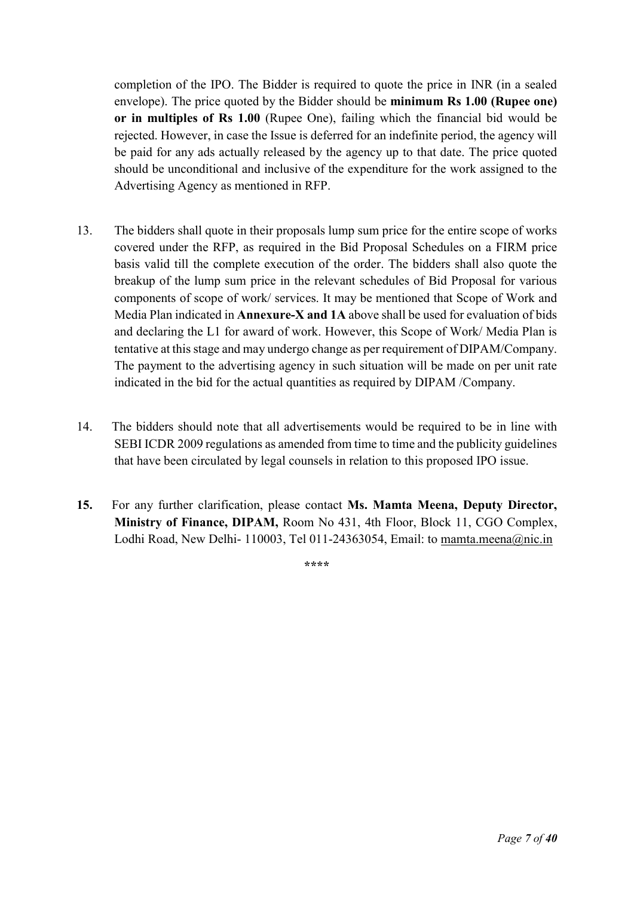completion of the IPO. The Bidder is required to quote the price in INR (in a sealed envelope). The price quoted by the Bidder should be **minimum Rs 1.00 (Rupee one) or in multiples of Rs 1.00** (Rupee One), failing which the financial bid would be rejected. However, in case the Issue is deferred for an indefinite period, the agency will be paid for any ads actually released by the agency up to that date. The price quoted should be unconditional and inclusive of the expenditure for the work assigned to the Advertising Agency as mentioned in RFP.

13. The bidders shall quote in their proposals lump sum price for the entire scope of works covered under the RFP, as required in the Bid Proposal Schedules on a FIRM price basis valid till the complete execution of the order. The bidders shall also quote the breakup of the lump sum price in the relevant schedules of Bid Proposal for various components of scope of work/ services. It may be mentioned that Scope of Work and Media Plan indicated in **Annexure-X and 1A** above shall be used for evaluation of bids and declaring the L1 for award of work. However, this Scope of Work/ Media Plan is tentative at this stage and may undergo change as per requirement of DIPAM/Company. The payment to the advertising agency in such situation will be made on per unit rate indicated in the bid for the actual quantities as required by DIPAM /Company.

14. The bidders should note that all advertisements would be required to be in line with SEBI ICDR 2009 regulations as amended from time to time and the publicity guidelines that have been circulated by legal counsels in relation to this proposed IPO issue.

**15.** For any further clarification, please contact **Ms. Mamta Meena, Deputy Director, Ministry of Finance, DIPAM,** Room No 431, 4th Floor, Block 11, CGO Complex, Lodhi Road, New Delhi- 110003, Tel 011-24363054, Email: to mamta.meena@nic.in

****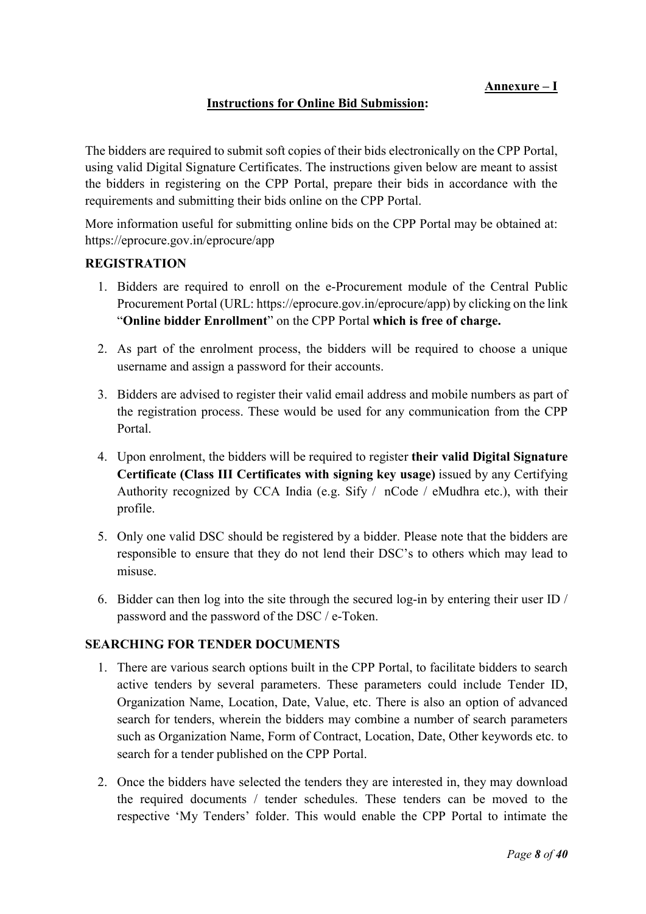**Annexure – I**

## Instructions for Online Bid Submission:

The bidders are required to submit soft copies of their bids electronically on the CPP Portal, using valid Digital Signature Certificates. The instructions given below are meant to assist the bidders in registering on the CPP Portal, prepare their bids in accordance with the requirements and submitting their bids online on the CPP Portal.

More information useful for submitting online bids on the CPP Portal may be obtained at: https://eprocure.gov.in/eprocure/app

### REGISTRATION

1. Bidders are required to enroll on the e-Procurement module of the Central Public Procurement Portal (URL: https://eprocure.gov.in/eprocure/app) by clicking on the link "**Online bidder Enrollment**" on the CPP Portal **which is free of charge.**
2. As part of the enrolment process, the bidders will be required to choose a unique username and assign a password for their accounts.
3. Bidders are advised to register their valid email address and mobile numbers as part of the registration process. These would be used for any communication from the CPP Portal.
4. Upon enrolment, the bidders will be required to register **their valid Digital Signature Certificate (Class III Certificates with signing key usage)** issued by any Certifying Authority recognized by CCA India (e.g. Sify / nCode / eMudhra etc.), with their profile.
5. Only one valid DSC should be registered by a bidder. Please note that the bidders are responsible to ensure that they do not lend their DSC's to others which may lead to misuse.
6. Bidder can then log into the site through the secured log-in by entering their user ID / password and the password of the DSC / e-Token.

### SEARCHING FOR TENDER DOCUMENTS

1. There are various search options built in the CPP Portal, to facilitate bidders to search active tenders by several parameters. These parameters could include Tender ID, Organization Name, Location, Date, Value, etc. There is also an option of advanced search for tenders, wherein the bidders may combine a number of search parameters such as Organization Name, Form of Contract, Location, Date, Other keywords etc. to search for a tender published on the CPP Portal.
2. Once the bidders have selected the tenders they are interested in, they may download the required documents / tender schedules. These tenders can be moved to the respective 'My Tenders' folder. This would enable the CPP Portal to intimate the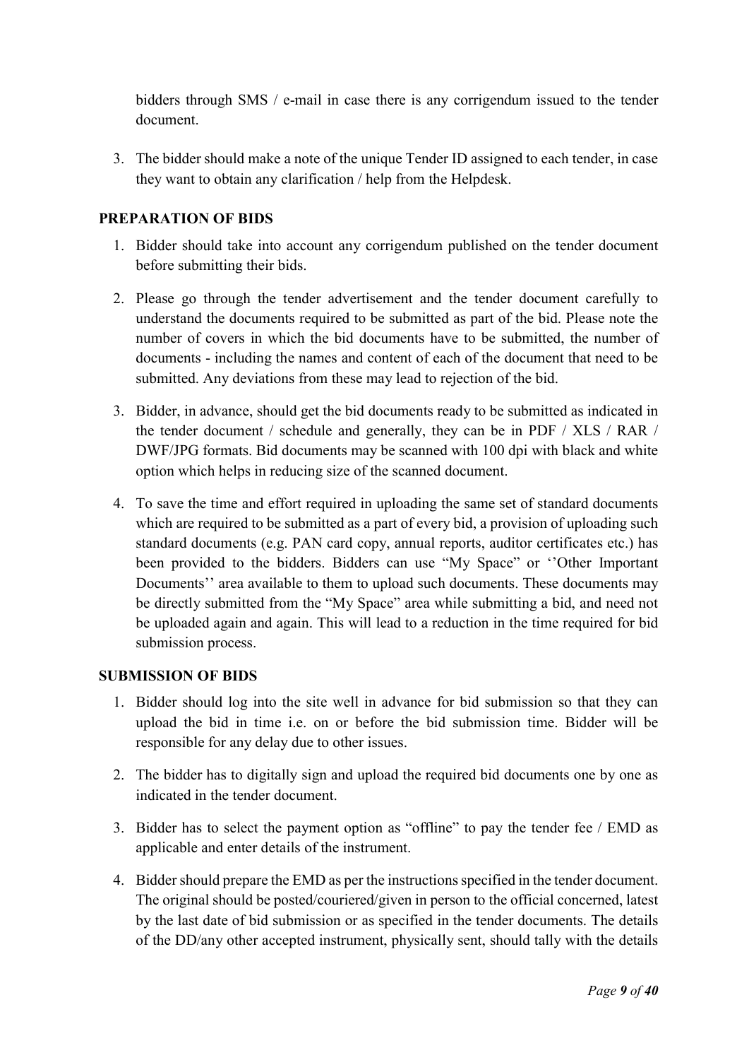bidders through SMS / e-mail in case there is any corrigendum issued to the tender document.

3. The bidder should make a note of the unique Tender ID assigned to each tender, in case they want to obtain any clarification / help from the Helpdesk.

### PREPARATION OF BIDS

1. Bidder should take into account any corrigendum published on the tender document before submitting their bids.

2. Please go through the tender advertisement and the tender document carefully to understand the documents required to be submitted as part of the bid. Please note the number of covers in which the bid documents have to be submitted, the number of documents - including the names and content of each of the document that need to be submitted. Any deviations from these may lead to rejection of the bid.

3. Bidder, in advance, should get the bid documents ready to be submitted as indicated in the tender document / schedule and generally, they can be in PDF / XLS / RAR / DWF/JPG formats. Bid documents may be scanned with 100 dpi with black and white option which helps in reducing size of the scanned document.

4. To save the time and effort required in uploading the same set of standard documents which are required to be submitted as a part of every bid, a provision of uploading such standard documents (e.g. PAN card copy, annual reports, auditor certificates etc.) has been provided to the bidders. Bidders can use "My Space" or ''Other Important Documents'' area available to them to upload such documents. These documents may be directly submitted from the "My Space" area while submitting a bid, and need not be uploaded again and again. This will lead to a reduction in the time required for bid submission process.

### SUBMISSION OF BIDS

1. Bidder should log into the site well in advance for bid submission so that they can upload the bid in time i.e. on or before the bid submission time. Bidder will be responsible for any delay due to other issues.

2. The bidder has to digitally sign and upload the required bid documents one by one as indicated in the tender document.

3. Bidder has to select the payment option as "offline" to pay the tender fee / EMD as applicable and enter details of the instrument.

4. Bidder should prepare the EMD as per the instructions specified in the tender document. The original should be posted/couriered/given in person to the official concerned, latest by the last date of bid submission or as specified in the tender documents. The details of the DD/any other accepted instrument, physically sent, should tally with the details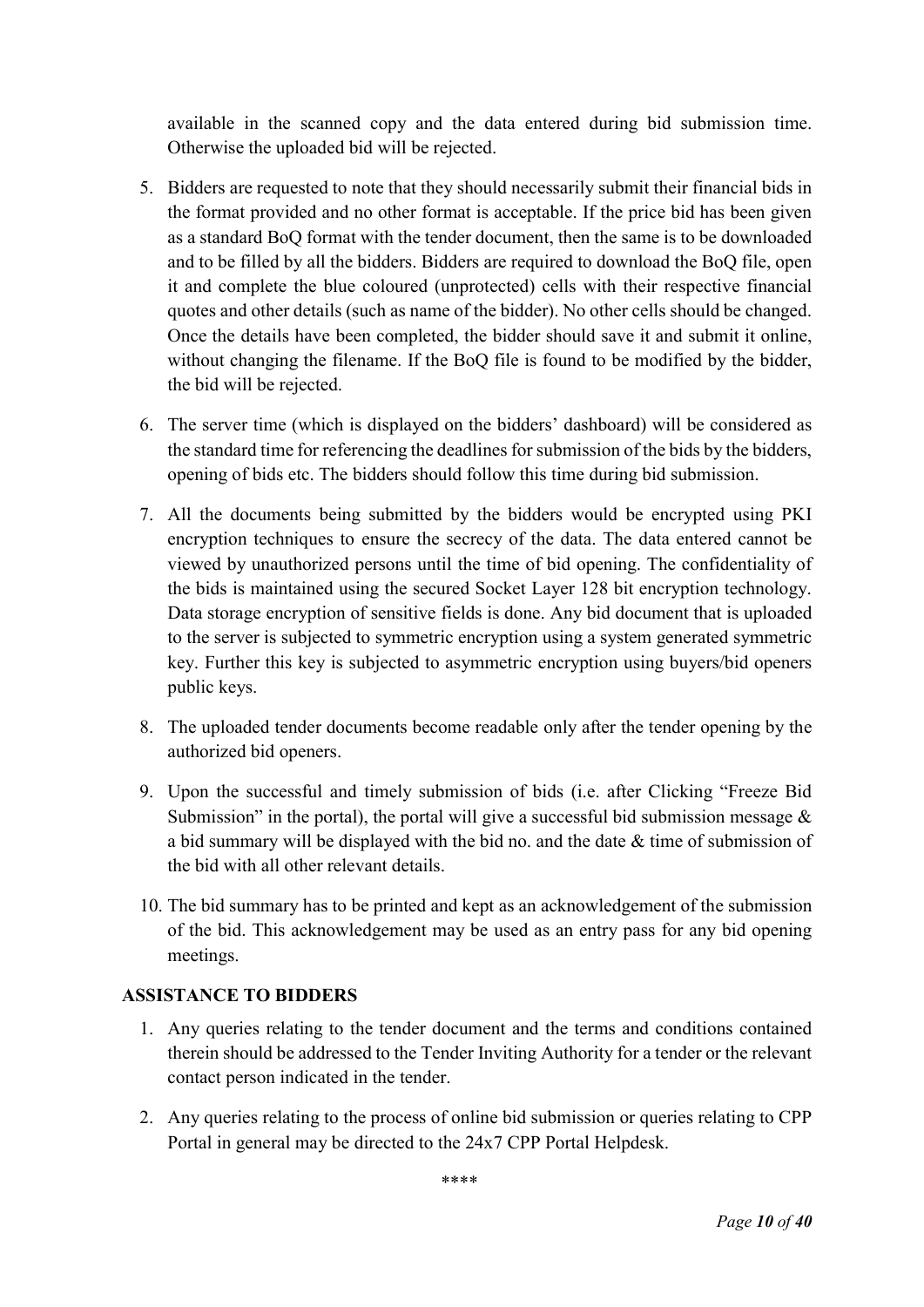available in the scanned copy and the data entered during bid submission time. Otherwise the uploaded bid will be rejected.

5. Bidders are requested to note that they should necessarily submit their financial bids in the format provided and no other format is acceptable. If the price bid has been given as a standard BoQ format with the tender document, then the same is to be downloaded and to be filled by all the bidders. Bidders are required to download the BoQ file, open it and complete the blue coloured (unprotected) cells with their respective financial quotes and other details (such as name of the bidder). No other cells should be changed. Once the details have been completed, the bidder should save it and submit it online, without changing the filename. If the BoQ file is found to be modified by the bidder, the bid will be rejected.

6. The server time (which is displayed on the bidders' dashboard) will be considered as the standard time for referencing the deadlines for submission of the bids by the bidders, opening of bids etc. The bidders should follow this time during bid submission.

7. All the documents being submitted by the bidders would be encrypted using PKI encryption techniques to ensure the secrecy of the data. The data entered cannot be viewed by unauthorized persons until the time of bid opening. The confidentiality of the bids is maintained using the secured Socket Layer 128 bit encryption technology. Data storage encryption of sensitive fields is done. Any bid document that is uploaded to the server is subjected to symmetric encryption using a system generated symmetric key. Further this key is subjected to asymmetric encryption using buyers/bid openers public keys.

8. The uploaded tender documents become readable only after the tender opening by the authorized bid openers.

9. Upon the successful and timely submission of bids (i.e. after Clicking "Freeze Bid Submission" in the portal), the portal will give a successful bid submission message & a bid summary will be displayed with the bid no. and the date & time of submission of the bid with all other relevant details.

10. The bid summary has to be printed and kept as an acknowledgement of the submission of the bid. This acknowledgement may be used as an entry pass for any bid opening meetings.

**ASSISTANCE TO BIDDERS**

1. Any queries relating to the tender document and the terms and conditions contained therein should be addressed to the Tender Inviting Authority for a tender or the relevant contact person indicated in the tender.

2. Any queries relating to the process of online bid submission or queries relating to CPP Portal in general may be directed to the 24x7 CPP Portal Helpdesk.

\*\*\*\*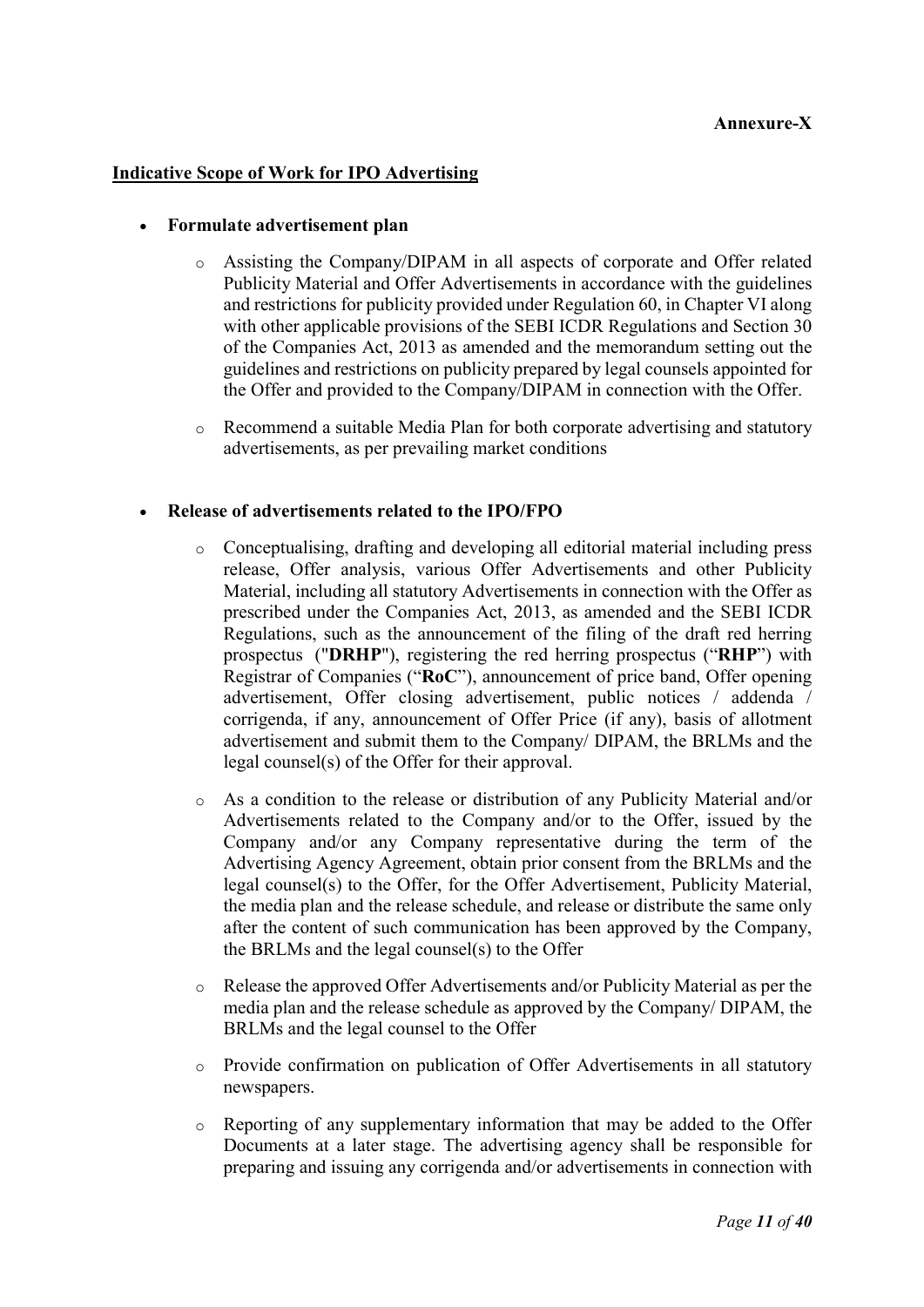**Annexure-X**

**Indicative Scope of Work for IPO Advertising**

- **Formulate advertisement plan**
  - Assisting the Company/DIPAM in all aspects of corporate and Offer related Publicity Material and Offer Advertisements in accordance with the guidelines and restrictions for publicity provided under Regulation 60, in Chapter VI along with other applicable provisions of the SEBI ICDR Regulations and Section 30 of the Companies Act, 2013 as amended and the memorandum setting out the guidelines and restrictions on publicity prepared by legal counsels appointed for the Offer and provided to the Company/DIPAM in connection with the Offer.
  - Recommend a suitable Media Plan for both corporate advertising and statutory advertisements, as per prevailing market conditions

- **Release of advertisements related to the IPO/FPO**
  - Conceptualising, drafting and developing all editorial material including press release, Offer analysis, various Offer Advertisements and other Publicity Material, including all statutory Advertisements in connection with the Offer as prescribed under the Companies Act, 2013, as amended and the SEBI ICDR Regulations, such as the announcement of the filing of the draft red herring prospectus ("**DRHP**"), registering the red herring prospectus ("**RHP**") with Registrar of Companies ("**RoC**"), announcement of price band, Offer opening advertisement, Offer closing advertisement, public notices / addenda / corrigenda, if any, announcement of Offer Price (if any), basis of allotment advertisement and submit them to the Company/ DIPAM, the BRLMs and the legal counsel(s) of the Offer for their approval.
  - As a condition to the release or distribution of any Publicity Material and/or Advertisements related to the Company and/or to the Offer, issued by the Company and/or any Company representative during the term of the Advertising Agency Agreement, obtain prior consent from the BRLMs and the legal counsel(s) to the Offer, for the Offer Advertisement, Publicity Material, the media plan and the release schedule, and release or distribute the same only after the content of such communication has been approved by the Company, the BRLMs and the legal counsel(s) to the Offer
  - Release the approved Offer Advertisements and/or Publicity Material as per the media plan and the release schedule as approved by the Company/ DIPAM, the BRLMs and the legal counsel to the Offer
  - Provide confirmation on publication of Offer Advertisements in all statutory newspapers.
  - Reporting of any supplementary information that may be added to the Offer Documents at a later stage. The advertising agency shall be responsible for preparing and issuing any corrigenda and/or advertisements in connection with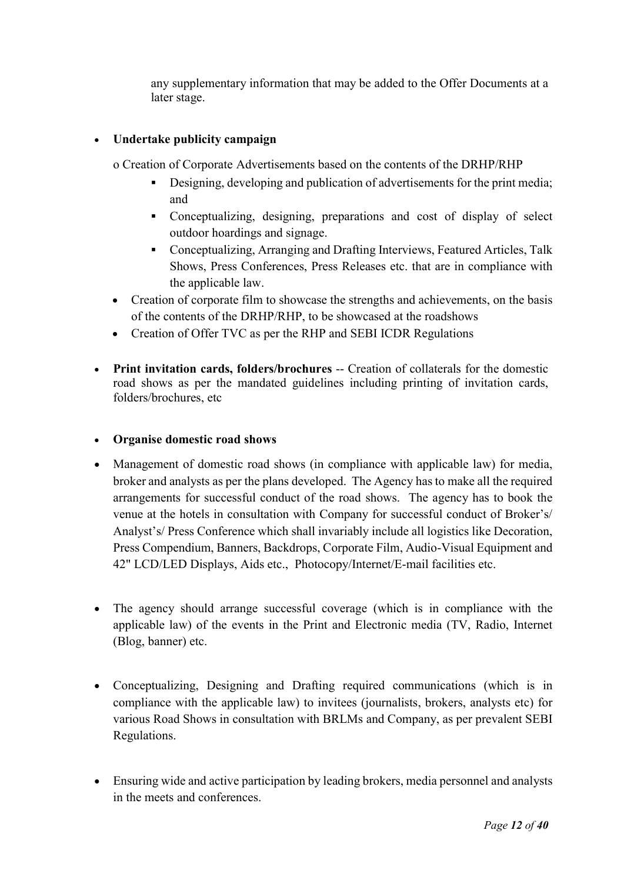any supplementary information that may be added to the Offer Documents at a later stage.

- **Undertake publicity campaign**

  o Creation of Corporate Advertisements based on the contents of the DRHP/RHP

    - Designing, developing and publication of advertisements for the print media; and
    - Conceptualizing, designing, preparations and cost of display of select outdoor hoardings and signage.
    - Conceptualizing, Arranging and Drafting Interviews, Featured Articles, Talk Shows, Press Conferences, Press Releases etc. that are in compliance with the applicable law.

  - Creation of corporate film to showcase the strengths and achievements, on the basis of the contents of the DRHP/RHP, to be showcased at the roadshows
  - Creation of Offer TVC as per the RHP and SEBI ICDR Regulations

- **Print invitation cards, folders/brochures** -- Creation of collaterals for the domestic road shows as per the mandated guidelines including printing of invitation cards, folders/brochures, etc

- **Organise domestic road shows**

- Management of domestic road shows (in compliance with applicable law) for media, broker and analysts as per the plans developed. The Agency has to make all the required arrangements for successful conduct of the road shows. The agency has to book the venue at the hotels in consultation with Company for successful conduct of Broker's/ Analyst's/ Press Conference which shall invariably include all logistics like Decoration, Press Compendium, Banners, Backdrops, Corporate Film, Audio-Visual Equipment and 42" LCD/LED Displays, Aids etc., Photocopy/Internet/E-mail facilities etc.

- The agency should arrange successful coverage (which is in compliance with the applicable law) of the events in the Print and Electronic media (TV, Radio, Internet (Blog, banner) etc.

- Conceptualizing, Designing and Drafting required communications (which is in compliance with the applicable law) to invitees (journalists, brokers, analysts etc) for various Road Shows in consultation with BRLMs and Company, as per prevalent SEBI Regulations.

- Ensuring wide and active participation by leading brokers, media personnel and analysts in the meets and conferences.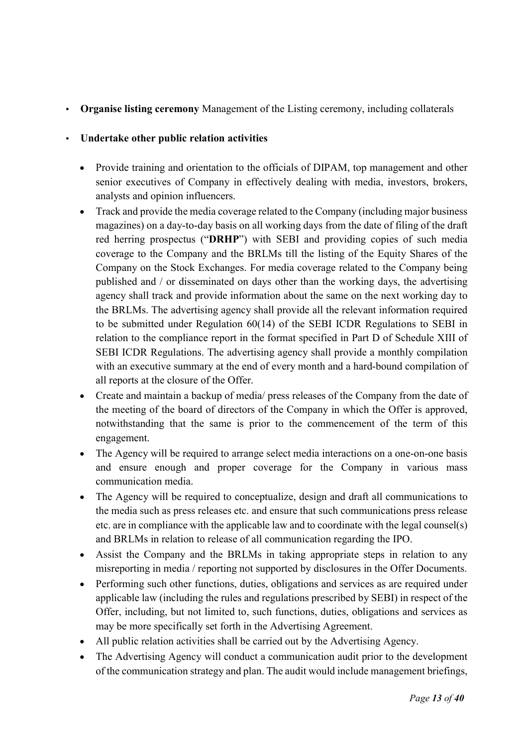- **Organise listing ceremony** Management of the Listing ceremony, including collaterals

- **Undertake other public relation activities**

  - Provide training and orientation to the officials of DIPAM, top management and other senior executives of Company in effectively dealing with media, investors, brokers, analysts and opinion influencers.
  - Track and provide the media coverage related to the Company (including major business magazines) on a day-to-day basis on all working days from the date of filing of the draft red herring prospectus ("**DRHP**") with SEBI and providing copies of such media coverage to the Company and the BRLMs till the listing of the Equity Shares of the Company on the Stock Exchanges. For media coverage related to the Company being published and / or disseminated on days other than the working days, the advertising agency shall track and provide information about the same on the next working day to the BRLMs. The advertising agency shall provide all the relevant information required to be submitted under Regulation 60(14) of the SEBI ICDR Regulations to SEBI in relation to the compliance report in the format specified in Part D of Schedule XIII of SEBI ICDR Regulations. The advertising agency shall provide a monthly compilation with an executive summary at the end of every month and a hard-bound compilation of all reports at the closure of the Offer.
  - Create and maintain a backup of media/ press releases of the Company from the date of the meeting of the board of directors of the Company in which the Offer is approved, notwithstanding that the same is prior to the commencement of the term of this engagement.
  - The Agency will be required to arrange select media interactions on a one-on-one basis and ensure enough and proper coverage for the Company in various mass communication media.
  - The Agency will be required to conceptualize, design and draft all communications to the media such as press releases etc. and ensure that such communications press release etc. are in compliance with the applicable law and to coordinate with the legal counsel(s) and BRLMs in relation to release of all communication regarding the IPO.
  - Assist the Company and the BRLMs in taking appropriate steps in relation to any misreporting in media / reporting not supported by disclosures in the Offer Documents.
  - Performing such other functions, duties, obligations and services as are required under applicable law (including the rules and regulations prescribed by SEBI) in respect of the Offer, including, but not limited to, such functions, duties, obligations and services as may be more specifically set forth in the Advertising Agreement.
  - All public relation activities shall be carried out by the Advertising Agency.
  - The Advertising Agency will conduct a communication audit prior to the development of the communication strategy and plan. The audit would include management briefings,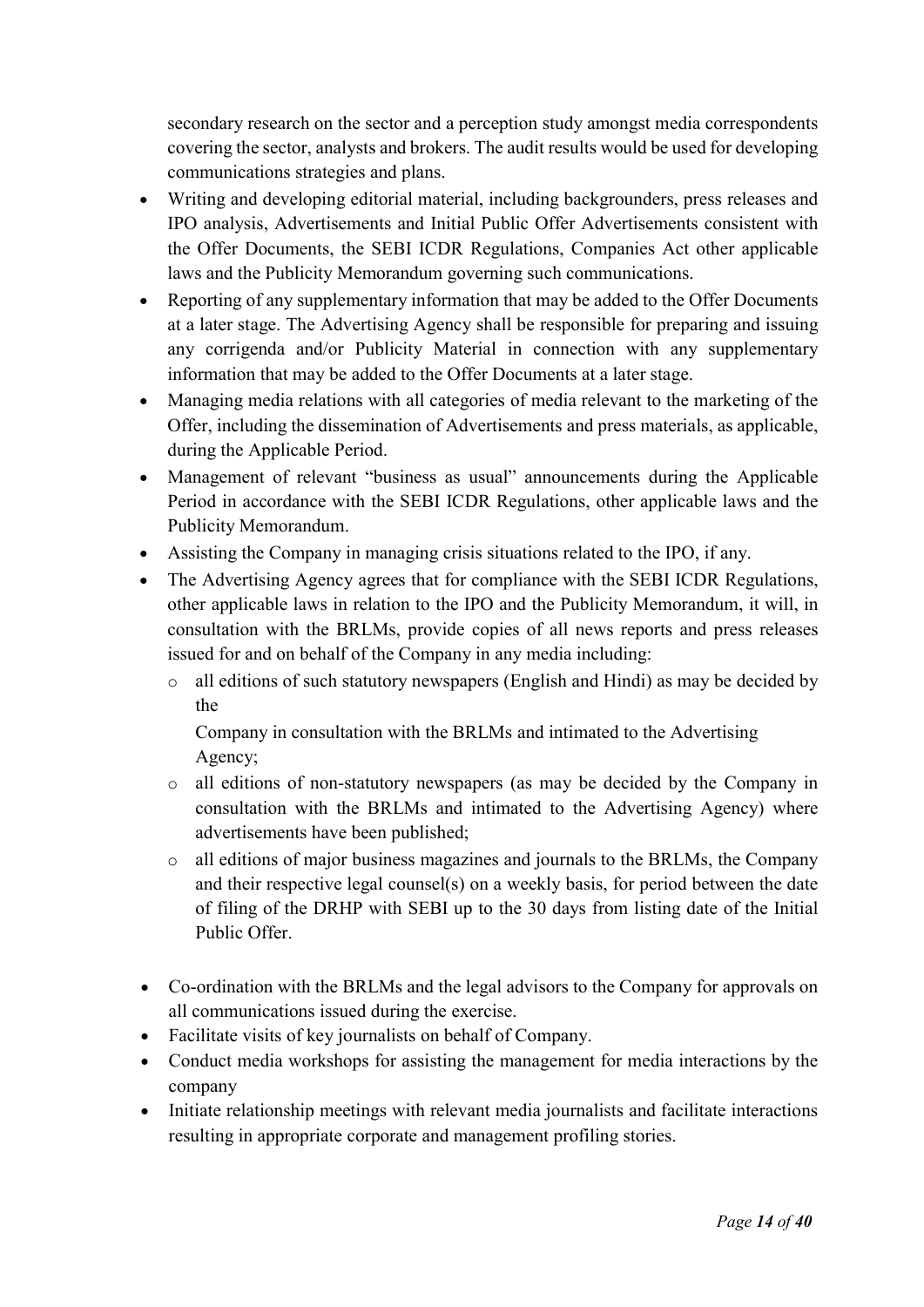secondary research on the sector and a perception study amongst media correspondents covering the sector, analysts and brokers. The audit results would be used for developing communications strategies and plans.

- Writing and developing editorial material, including backgrounders, press releases and IPO analysis, Advertisements and Initial Public Offer Advertisements consistent with the Offer Documents, the SEBI ICDR Regulations, Companies Act other applicable laws and the Publicity Memorandum governing such communications.
- Reporting of any supplementary information that may be added to the Offer Documents at a later stage. The Advertising Agency shall be responsible for preparing and issuing any corrigenda and/or Publicity Material in connection with any supplementary information that may be added to the Offer Documents at a later stage.
- Managing media relations with all categories of media relevant to the marketing of the Offer, including the dissemination of Advertisements and press materials, as applicable, during the Applicable Period.
- Management of relevant "business as usual" announcements during the Applicable Period in accordance with the SEBI ICDR Regulations, other applicable laws and the Publicity Memorandum.
- Assisting the Company in managing crisis situations related to the IPO, if any.
- The Advertising Agency agrees that for compliance with the SEBI ICDR Regulations, other applicable laws in relation to the IPO and the Publicity Memorandum, it will, in consultation with the BRLMs, provide copies of all news reports and press releases issued for and on behalf of the Company in any media including:
  - all editions of such statutory newspapers (English and Hindi) as may be decided by the Company in consultation with the BRLMs and intimated to the Advertising Agency;
  - all editions of non-statutory newspapers (as may be decided by the Company in consultation with the BRLMs and intimated to the Advertising Agency) where advertisements have been published;
  - all editions of major business magazines and journals to the BRLMs, the Company and their respective legal counsel(s) on a weekly basis, for period between the date of filing of the DRHP with SEBI up to the 30 days from listing date of the Initial Public Offer.
- Co-ordination with the BRLMs and the legal advisors to the Company for approvals on all communications issued during the exercise.
- Facilitate visits of key journalists on behalf of Company.
- Conduct media workshops for assisting the management for media interactions by the company
- Initiate relationship meetings with relevant media journalists and facilitate interactions resulting in appropriate corporate and management profiling stories.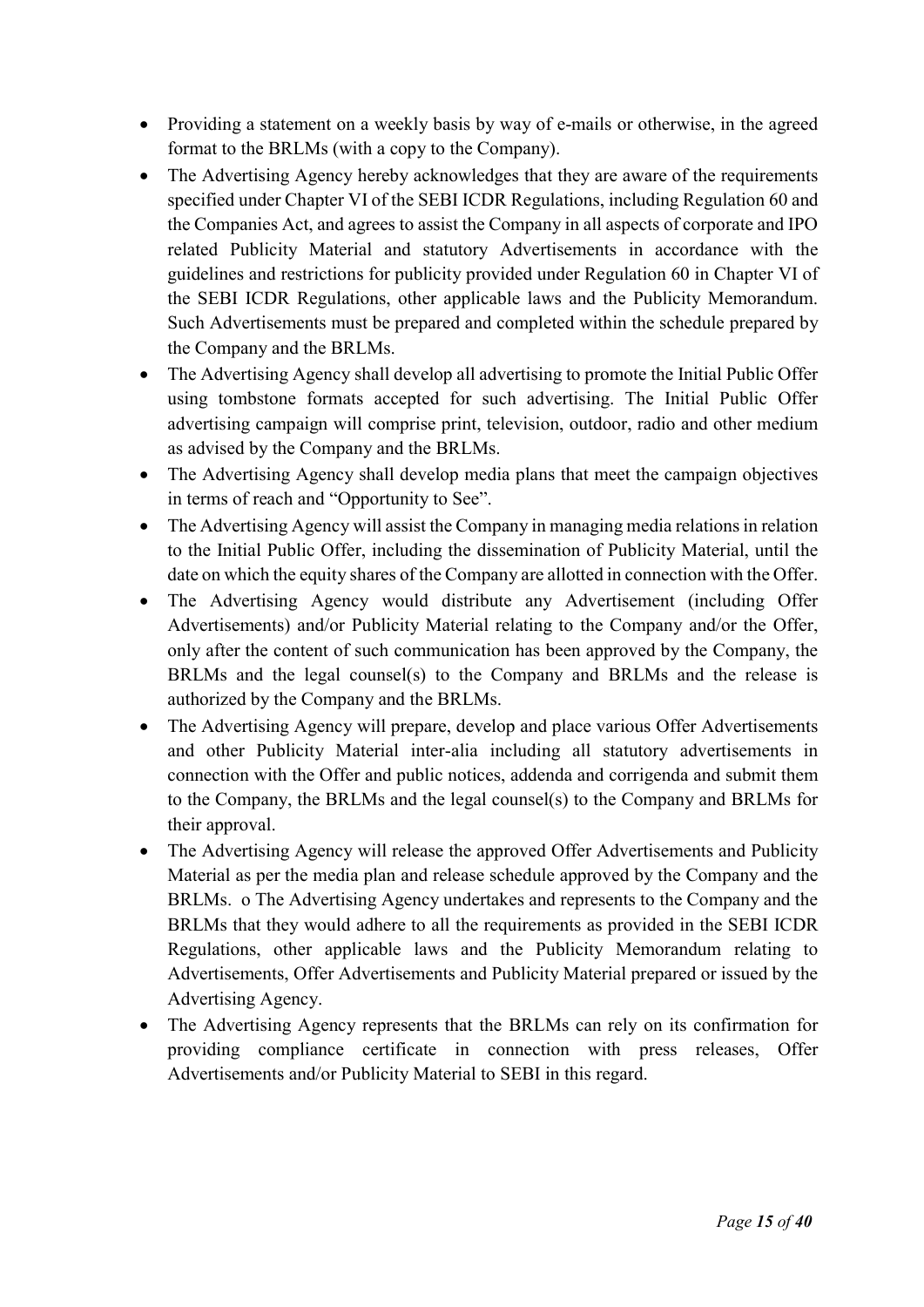- Providing a statement on a weekly basis by way of e-mails or otherwise, in the agreed format to the BRLMs (with a copy to the Company).
- The Advertising Agency hereby acknowledges that they are aware of the requirements specified under Chapter VI of the SEBI ICDR Regulations, including Regulation 60 and the Companies Act, and agrees to assist the Company in all aspects of corporate and IPO related Publicity Material and statutory Advertisements in accordance with the guidelines and restrictions for publicity provided under Regulation 60 in Chapter VI of the SEBI ICDR Regulations, other applicable laws and the Publicity Memorandum. Such Advertisements must be prepared and completed within the schedule prepared by the Company and the BRLMs.
- The Advertising Agency shall develop all advertising to promote the Initial Public Offer using tombstone formats accepted for such advertising. The Initial Public Offer advertising campaign will comprise print, television, outdoor, radio and other medium as advised by the Company and the BRLMs.
- The Advertising Agency shall develop media plans that meet the campaign objectives in terms of reach and "Opportunity to See".
- The Advertising Agency will assist the Company in managing media relations in relation to the Initial Public Offer, including the dissemination of Publicity Material, until the date on which the equity shares of the Company are allotted in connection with the Offer.
- The Advertising Agency would distribute any Advertisement (including Offer Advertisements) and/or Publicity Material relating to the Company and/or the Offer, only after the content of such communication has been approved by the Company, the BRLMs and the legal counsel(s) to the Company and BRLMs and the release is authorized by the Company and the BRLMs.
- The Advertising Agency will prepare, develop and place various Offer Advertisements and other Publicity Material inter-alia including all statutory advertisements in connection with the Offer and public notices, addenda and corrigenda and submit them to the Company, the BRLMs and the legal counsel(s) to the Company and BRLMs for their approval.
- The Advertising Agency will release the approved Offer Advertisements and Publicity Material as per the media plan and release schedule approved by the Company and the BRLMs. o The Advertising Agency undertakes and represents to the Company and the BRLMs that they would adhere to all the requirements as provided in the SEBI ICDR Regulations, other applicable laws and the Publicity Memorandum relating to Advertisements, Offer Advertisements and Publicity Material prepared or issued by the Advertising Agency.
- The Advertising Agency represents that the BRLMs can rely on its confirmation for providing compliance certificate in connection with press releases, Offer Advertisements and/or Publicity Material to SEBI in this regard.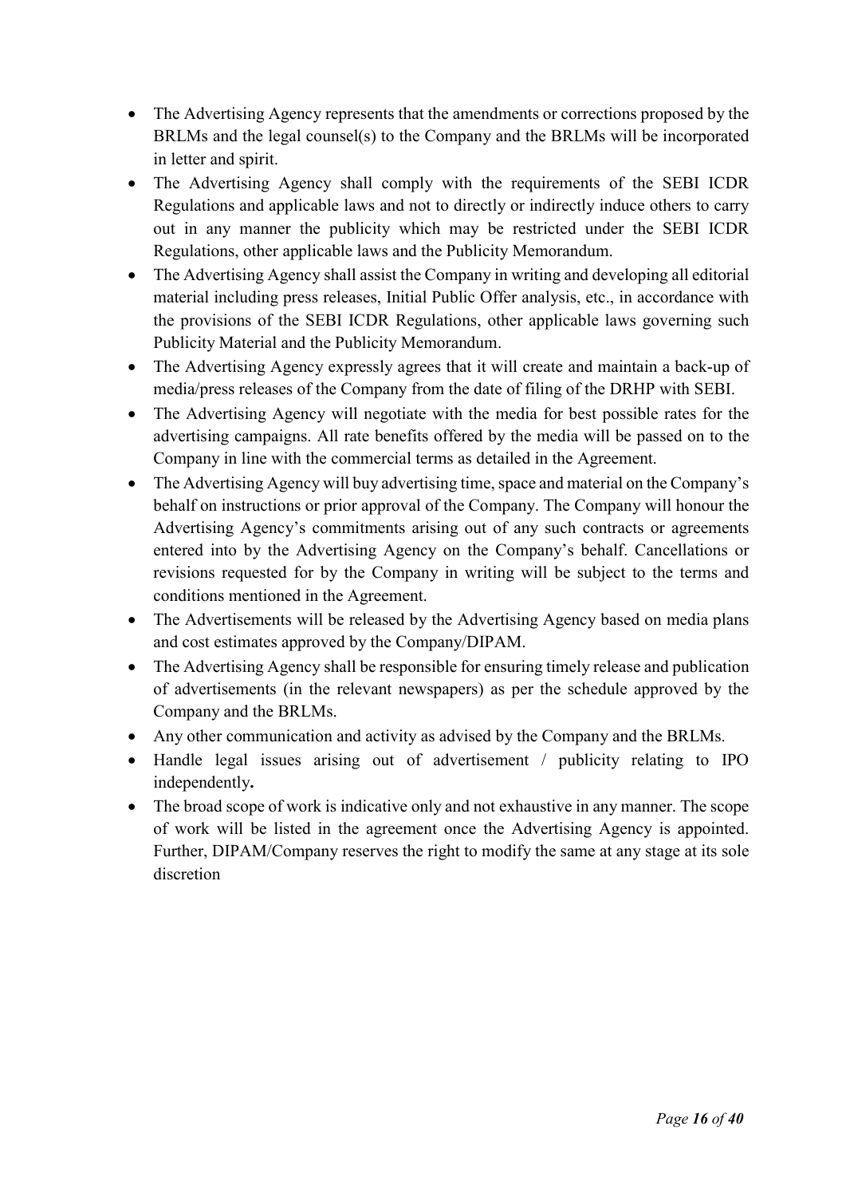- The Advertising Agency represents that the amendments or corrections proposed by the BRLMs and the legal counsel(s) to the Company and the BRLMs will be incorporated in letter and spirit.
- The Advertising Agency shall comply with the requirements of the SEBI ICDR Regulations and applicable laws and not to directly or indirectly induce others to carry out in any manner the publicity which may be restricted under the SEBI ICDR Regulations, other applicable laws and the Publicity Memorandum.
- The Advertising Agency shall assist the Company in writing and developing all editorial material including press releases, Initial Public Offer analysis, etc., in accordance with the provisions of the SEBI ICDR Regulations, other applicable laws governing such Publicity Material and the Publicity Memorandum.
- The Advertising Agency expressly agrees that it will create and maintain a back-up of media/press releases of the Company from the date of filing of the DRHP with SEBI.
- The Advertising Agency will negotiate with the media for best possible rates for the advertising campaigns. All rate benefits offered by the media will be passed on to the Company in line with the commercial terms as detailed in the Agreement.
- The Advertising Agency will buy advertising time, space and material on the Company's behalf on instructions or prior approval of the Company. The Company will honour the Advertising Agency's commitments arising out of any such contracts or agreements entered into by the Advertising Agency on the Company's behalf. Cancellations or revisions requested for by the Company in writing will be subject to the terms and conditions mentioned in the Agreement.
- The Advertisements will be released by the Advertising Agency based on media plans and cost estimates approved by the Company/DIPAM.
- The Advertising Agency shall be responsible for ensuring timely release and publication of advertisements (in the relevant newspapers) as per the schedule approved by the Company and the BRLMs.
- Any other communication and activity as advised by the Company and the BRLMs.
- Handle legal issues arising out of advertisement / publicity relating to IPO independently**.**
- The broad scope of work is indicative only and not exhaustive in any manner. The scope of work will be listed in the agreement once the Advertising Agency is appointed. Further, DIPAM/Company reserves the right to modify the same at any stage at its sole discretion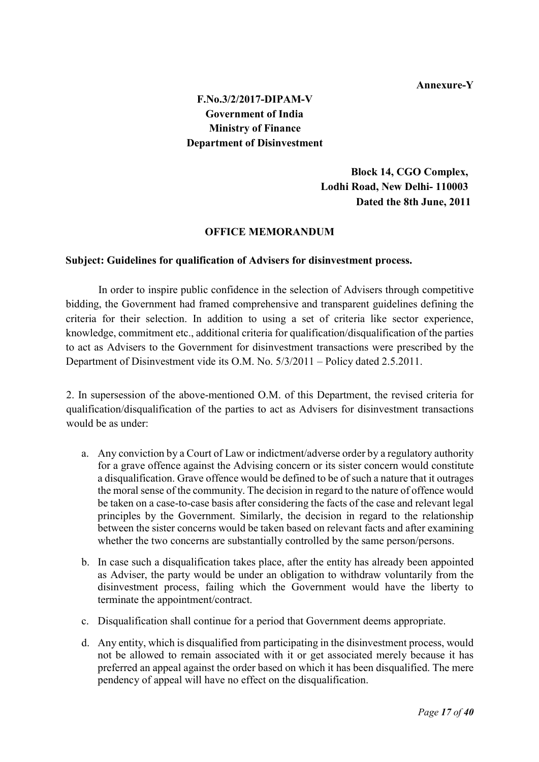**Annexure-Y**

**F.No.3/2/2017-DIPAM-V**
**Government of India**
**Ministry of Finance**
**Department of Disinvestment**

**Block 14, CGO Complex,**
**Lodhi Road, New Delhi- 110003**
**Dated the 8th June, 2011**

## OFFICE MEMORANDUM

**Subject: Guidelines for qualification of Advisers for disinvestment process.**

In order to inspire public confidence in the selection of Advisers through competitive bidding, the Government had framed comprehensive and transparent guidelines defining the criteria for their selection. In addition to using a set of criteria like sector experience, knowledge, commitment etc., additional criteria for qualification/disqualification of the parties to act as Advisers to the Government for disinvestment transactions were prescribed by the Department of Disinvestment vide its O.M. No. 5/3/2011 – Policy dated 2.5.2011.

2. In supersession of the above-mentioned O.M. of this Department, the revised criteria for qualification/disqualification of the parties to act as Advisers for disinvestment transactions would be as under:

a. Any conviction by a Court of Law or indictment/adverse order by a regulatory authority for a grave offence against the Advising concern or its sister concern would constitute a disqualification. Grave offence would be defined to be of such a nature that it outrages the moral sense of the community. The decision in regard to the nature of offence would be taken on a case-to-case basis after considering the facts of the case and relevant legal principles by the Government. Similarly, the decision in regard to the relationship between the sister concerns would be taken based on relevant facts and after examining whether the two concerns are substantially controlled by the same person/persons.

b. In case such a disqualification takes place, after the entity has already been appointed as Adviser, the party would be under an obligation to withdraw voluntarily from the disinvestment process, failing which the Government would have the liberty to terminate the appointment/contract.

c. Disqualification shall continue for a period that Government deems appropriate.

d. Any entity, which is disqualified from participating in the disinvestment process, would not be allowed to remain associated with it or get associated merely because it has preferred an appeal against the order based on which it has been disqualified. The mere pendency of appeal will have no effect on the disqualification.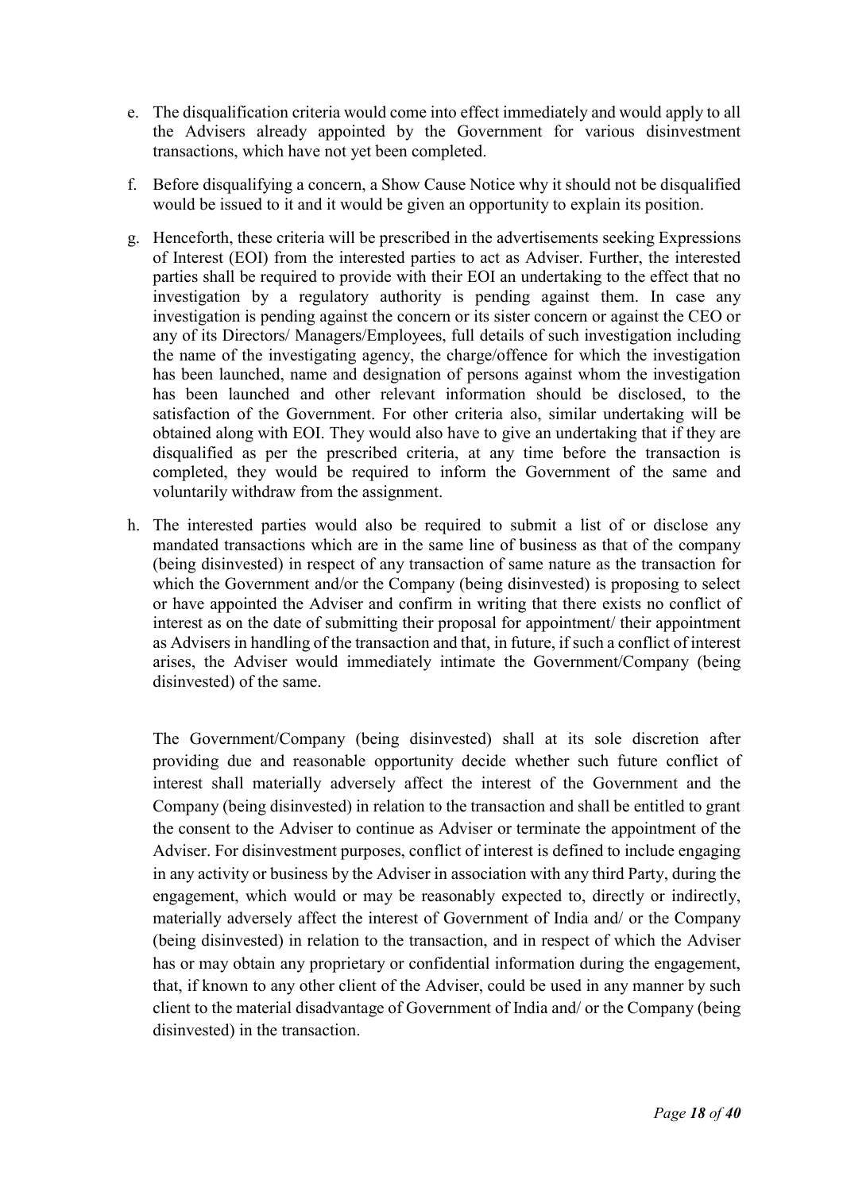e. The disqualification criteria would come into effect immediately and would apply to all the Advisers already appointed by the Government for various disinvestment transactions, which have not yet been completed.

f. Before disqualifying a concern, a Show Cause Notice why it should not be disqualified would be issued to it and it would be given an opportunity to explain its position.

g. Henceforth, these criteria will be prescribed in the advertisements seeking Expressions of Interest (EOI) from the interested parties to act as Adviser. Further, the interested parties shall be required to provide with their EOI an undertaking to the effect that no investigation by a regulatory authority is pending against them. In case any investigation is pending against the concern or its sister concern or against the CEO or any of its Directors/ Managers/Employees, full details of such investigation including the name of the investigating agency, the charge/offence for which the investigation has been launched, name and designation of persons against whom the investigation has been launched and other relevant information should be disclosed, to the satisfaction of the Government. For other criteria also, similar undertaking will be obtained along with EOI. They would also have to give an undertaking that if they are disqualified as per the prescribed criteria, at any time before the transaction is completed, they would be required to inform the Government of the same and voluntarily withdraw from the assignment.

h. The interested parties would also be required to submit a list of or disclose any mandated transactions which are in the same line of business as that of the company (being disinvested) in respect of any transaction of same nature as the transaction for which the Government and/or the Company (being disinvested) is proposing to select or have appointed the Adviser and confirm in writing that there exists no conflict of interest as on the date of submitting their proposal for appointment/ their appointment as Advisers in handling of the transaction and that, in future, if such a conflict of interest arises, the Adviser would immediately intimate the Government/Company (being disinvested) of the same.

   The Government/Company (being disinvested) shall at its sole discretion after providing due and reasonable opportunity decide whether such future conflict of interest shall materially adversely affect the interest of the Government and the Company (being disinvested) in relation to the transaction and shall be entitled to grant the consent to the Adviser to continue as Adviser or terminate the appointment of the Adviser. For disinvestment purposes, conflict of interest is defined to include engaging in any activity or business by the Adviser in association with any third Party, during the engagement, which would or may be reasonably expected to, directly or indirectly, materially adversely affect the interest of Government of India and/ or the Company (being disinvested) in relation to the transaction, and in respect of which the Adviser has or may obtain any proprietary or confidential information during the engagement, that, if known to any other client of the Adviser, could be used in any manner by such client to the material disadvantage of Government of India and/ or the Company (being disinvested) in the transaction.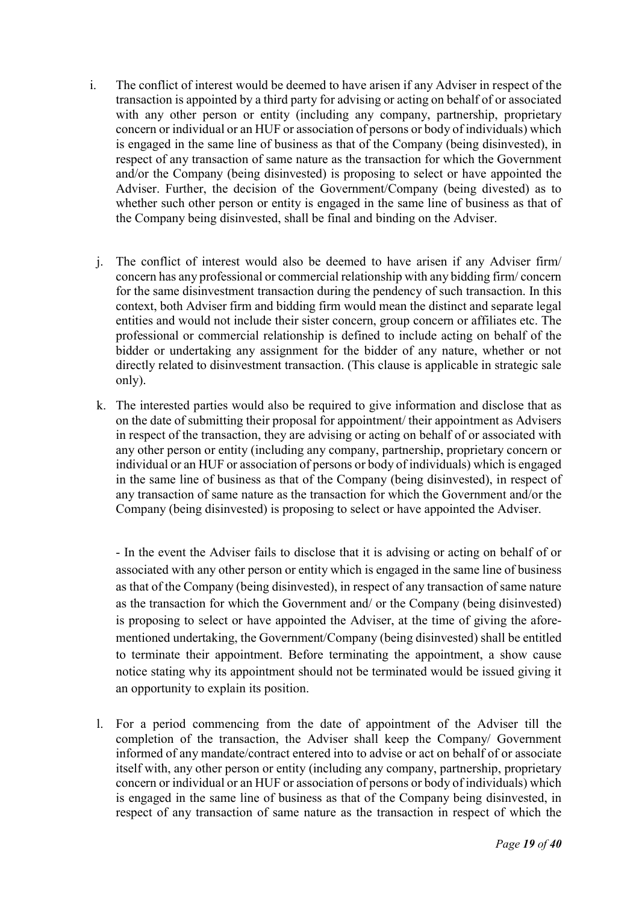i. The conflict of interest would be deemed to have arisen if any Adviser in respect of the transaction is appointed by a third party for advising or acting on behalf of or associated with any other person or entity (including any company, partnership, proprietary concern or individual or an HUF or association of persons or body of individuals) which is engaged in the same line of business as that of the Company (being disinvested), in respect of any transaction of same nature as the transaction for which the Government and/or the Company (being disinvested) is proposing to select or have appointed the Adviser. Further, the decision of the Government/Company (being divested) as to whether such other person or entity is engaged in the same line of business as that of the Company being disinvested, shall be final and binding on the Adviser.

j. The conflict of interest would also be deemed to have arisen if any Adviser firm/ concern has any professional or commercial relationship with any bidding firm/ concern for the same disinvestment transaction during the pendency of such transaction. In this context, both Adviser firm and bidding firm would mean the distinct and separate legal entities and would not include their sister concern, group concern or affiliates etc. The professional or commercial relationship is defined to include acting on behalf of the bidder or undertaking any assignment for the bidder of any nature, whether or not directly related to disinvestment transaction. (This clause is applicable in strategic sale only).

k. The interested parties would also be required to give information and disclose that as on the date of submitting their proposal for appointment/ their appointment as Advisers in respect of the transaction, they are advising or acting on behalf of or associated with any other person or entity (including any company, partnership, proprietary concern or individual or an HUF or association of persons or body of individuals) which is engaged in the same line of business as that of the Company (being disinvested), in respect of any transaction of same nature as the transaction for which the Government and/or the Company (being disinvested) is proposing to select or have appointed the Adviser.

   - In the event the Adviser fails to disclose that it is advising or acting on behalf of or associated with any other person or entity which is engaged in the same line of business as that of the Company (being disinvested), in respect of any transaction of same nature as the transaction for which the Government and/ or the Company (being disinvested) is proposing to select or have appointed the Adviser, at the time of giving the afore-mentioned undertaking, the Government/Company (being disinvested) shall be entitled to terminate their appointment. Before terminating the appointment, a show cause notice stating why its appointment should not be terminated would be issued giving it an opportunity to explain its position.

l. For a period commencing from the date of appointment of the Adviser till the completion of the transaction, the Adviser shall keep the Company/ Government informed of any mandate/contract entered into to advise or act on behalf of or associate itself with, any other person or entity (including any company, partnership, proprietary concern or individual or an HUF or association of persons or body of individuals) which is engaged in the same line of business as that of the Company being disinvested, in respect of any transaction of same nature as the transaction in respect of which the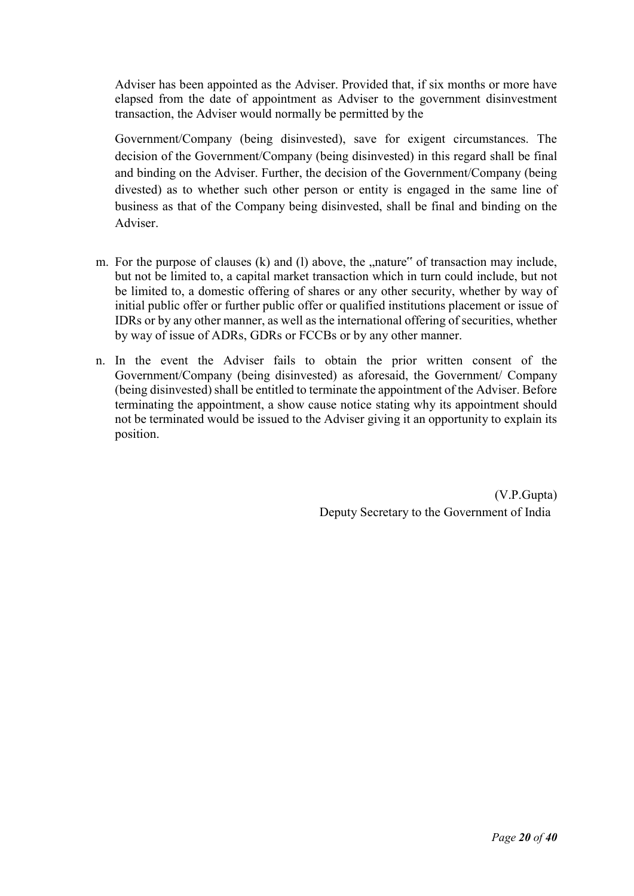Adviser has been appointed as the Adviser. Provided that, if six months or more have elapsed from the date of appointment as Adviser to the government disinvestment transaction, the Adviser would normally be permitted by the

Government/Company (being disinvested), save for exigent circumstances. The decision of the Government/Company (being disinvested) in this regard shall be final and binding on the Adviser. Further, the decision of the Government/Company (being divested) as to whether such other person or entity is engaged in the same line of business as that of the Company being disinvested, shall be final and binding on the Adviser.

m. For the purpose of clauses (k) and (l) above, the „nature" of transaction may include, but not be limited to, a capital market transaction which in turn could include, but not be limited to, a domestic offering of shares or any other security, whether by way of initial public offer or further public offer or qualified institutions placement or issue of IDRs or by any other manner, as well as the international offering of securities, whether by way of issue of ADRs, GDRs or FCCBs or by any other manner.

n. In the event the Adviser fails to obtain the prior written consent of the Government/Company (being disinvested) as aforesaid, the Government/ Company (being disinvested) shall be entitled to terminate the appointment of the Adviser. Before terminating the appointment, a show cause notice stating why its appointment should not be terminated would be issued to the Adviser giving it an opportunity to explain its position.

(V.P.Gupta)
Deputy Secretary to the Government of India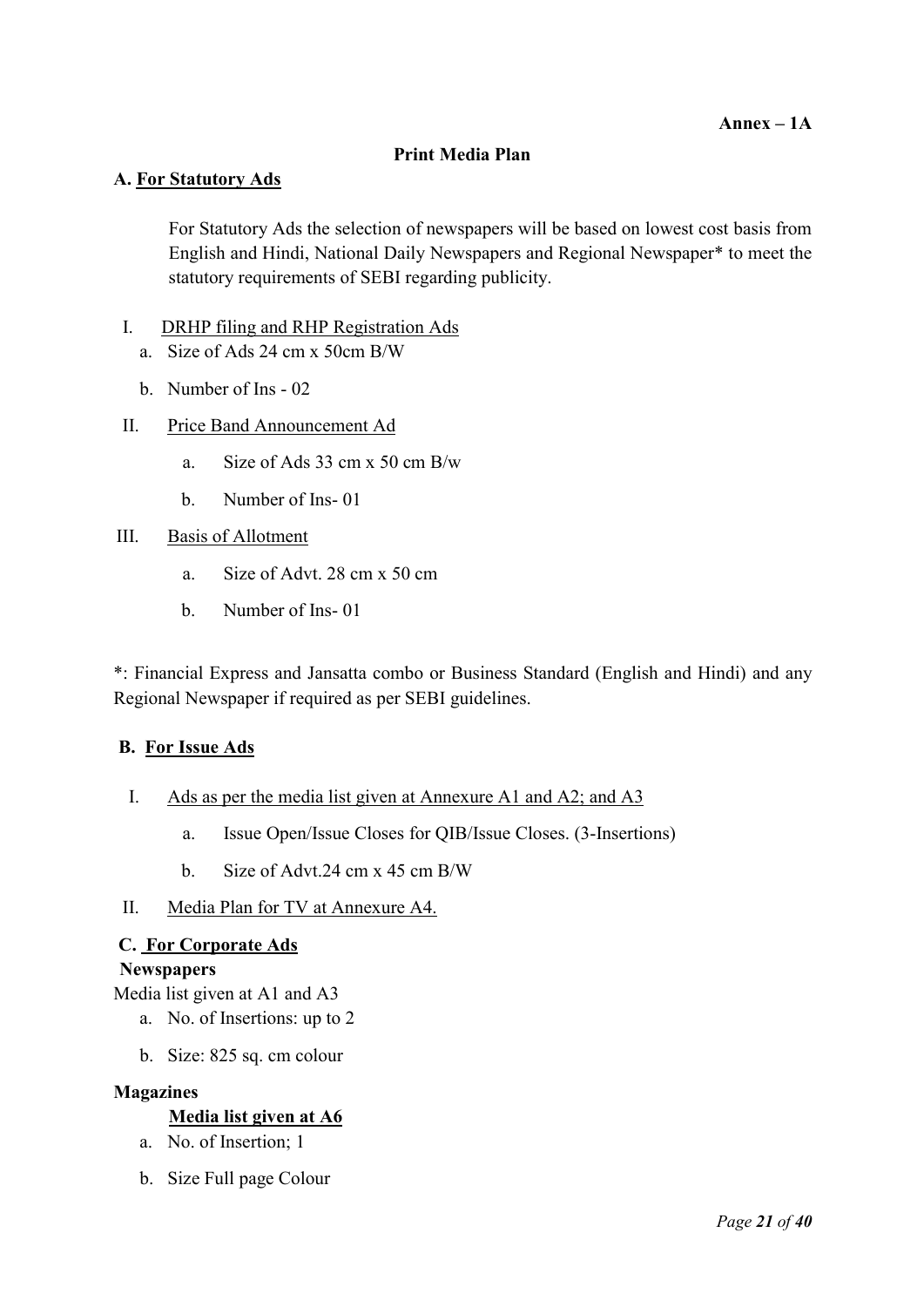**Annex – 1A**

## Print Media Plan

### A. <u>For Statutory Ads</u>

For Statutory Ads the selection of newspapers will be based on lowest cost basis from English and Hindi, National Daily Newspapers and Regional Newspaper* to meet the statutory requirements of SEBI regarding publicity.

I. <u>DRHP filing and RHP Registration Ads</u>
   a. Size of Ads 24 cm x 50cm B/W
   b. Number of Ins - 02

II. <u>Price Band Announcement Ad</u>
   a. Size of Ads 33 cm x 50 cm B/w
   b. Number of Ins- 01

III. <u>Basis of Allotment</u>
   a. Size of Advt. 28 cm x 50 cm
   b. Number of Ins- 01

*: Financial Express and Jansatta combo or Business Standard (English and Hindi) and any Regional Newspaper if required as per SEBI guidelines.

### B. <u>For Issue Ads</u>

I. <u>Ads as per the media list given at Annexure A1 and A2; and A3</u>
   a. Issue Open/Issue Closes for QIB/Issue Closes. (3-Insertions)
   b. Size of Advt.24 cm x 45 cm B/W

II. <u>Media Plan for TV at Annexure A4.</u>

### C. <u>For Corporate Ads</u>

**Newspapers**

Media list given at A1 and A3

a. No. of Insertions: up to 2
b. Size: 825 sq. cm colour

**Magazines**

**<u>Media list given at A6</u>**

a. No. of Insertion; 1
b. Size Full page Colour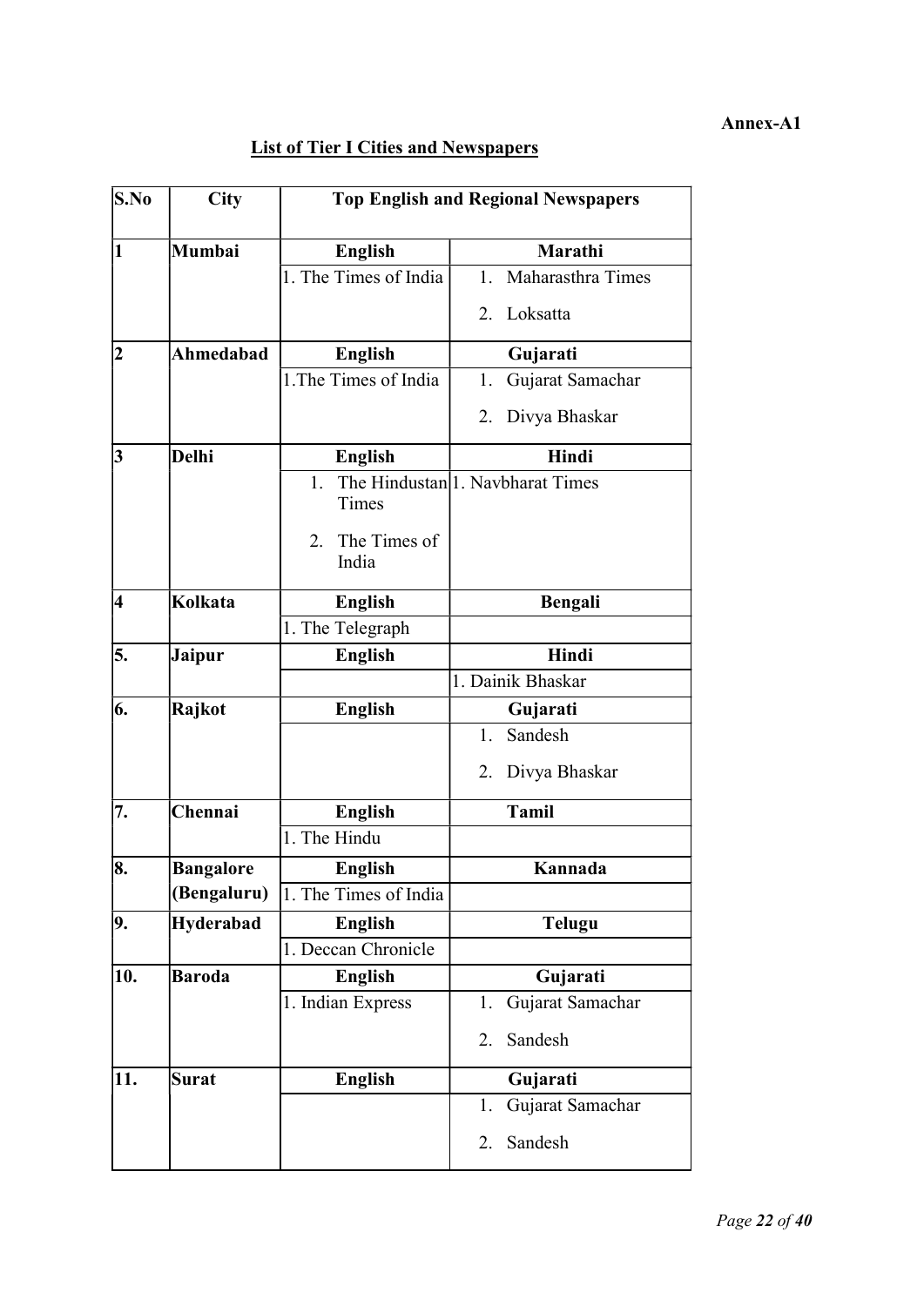**Annex-A1**

**List of Tier I Cities and Newspapers**

| S.No | City | Top English and Regional Newspapers | |
|---|---|---|---|
| **1** | **Mumbai** | **English** | **Marathi** |
| | | 1. The Times of India | 1. Maharasthra Times<br>2. Loksatta |
| **2** | **Ahmedabad** | **English** | **Gujarati** |
| | | 1.The Times of India | 1. Gujarat Samachar<br>2. Divya Bhaskar |
| **3** | **Delhi** | **English** | **Hindi** |
| | | 1. The Hindustan Times<br>2. The Times of India | 1. Navbharat Times |
| **4** | **Kolkata** | **English** | **Bengali** |
| | | 1. The Telegraph | |
| **5.** | **Jaipur** | **English** | **Hindi** |
| | | | 1. Dainik Bhaskar |
| **6.** | **Rajkot** | **English** | **Gujarati** |
| | | | 1. Sandesh<br>2. Divya Bhaskar |
| **7.** | **Chennai** | **English** | **Tamil** |
| | | 1. The Hindu | |
| **8.** | **Bangalore (Bengaluru)** | **English** | **Kannada** |
| | | 1. The Times of India | |
| **9.** | **Hyderabad** | **English** | **Telugu** |
| | | 1. Deccan Chronicle | |
| **10.** | **Baroda** | **English** | **Gujarati** |
| | | 1. Indian Express | 1. Gujarat Samachar<br>2. Sandesh |
| **11.** | **Surat** | **English** | **Gujarati** |
| | | | 1. Gujarat Samachar<br>2. Sandesh |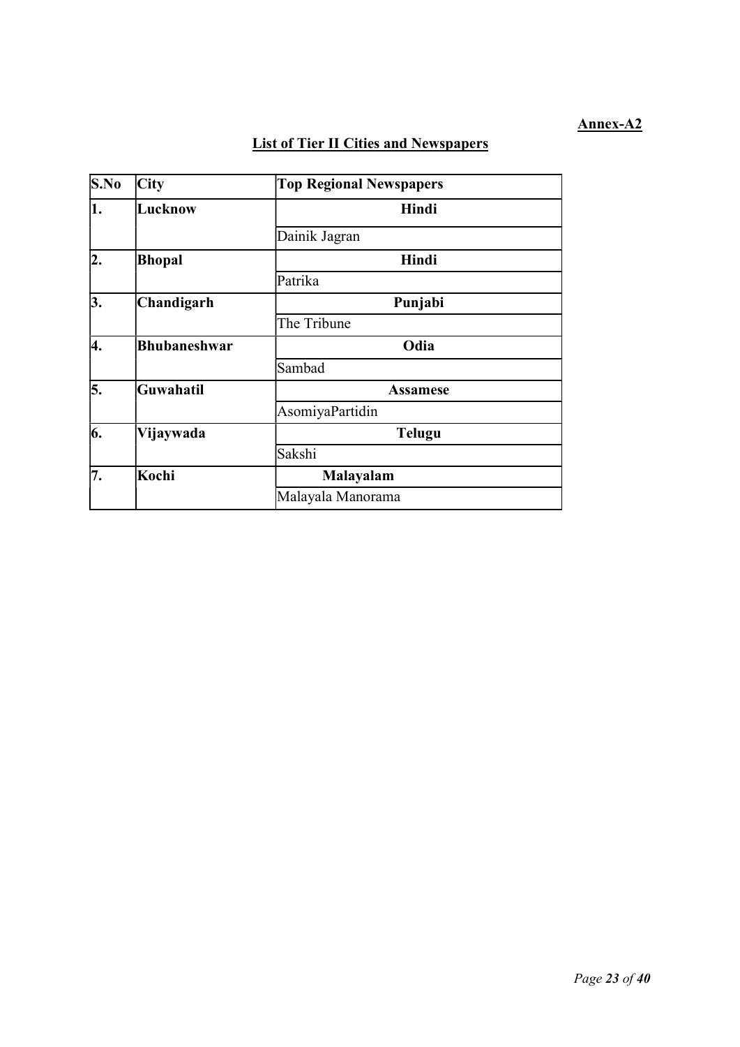**Annex-A2**

## List of Tier II Cities and Newspapers

| S.No | City | Top Regional Newspapers |
|---|---|---|
| 1. | Lucknow | **Hindi** |
| | | Dainik Jagran |
| 2. | Bhopal | **Hindi** |
| | | Patrika |
| 3. | Chandigarh | **Punjabi** |
| | | The Tribune |
| 4. | Bhubaneshwar | **Odia** |
| | | Sambad |
| 5. | Guwahatil | **Assamese** |
| | | AsomiyaPartidin |
| 6. | Vijaywada | **Telugu** |
| | | Sakshi |
| 7. | Kochi | **Malayalam** |
| | | Malayala Manorama |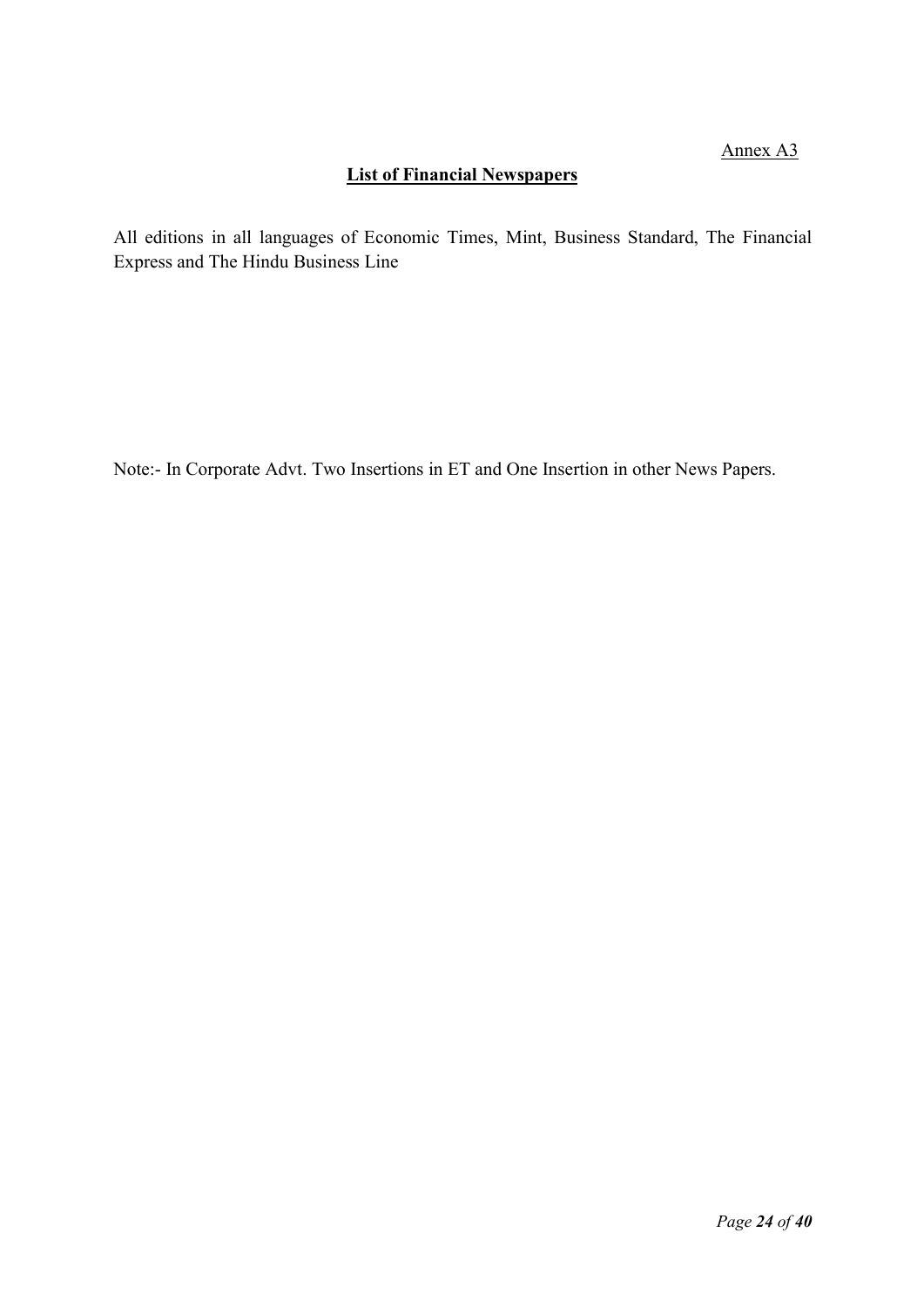Annex A3

## List of Financial Newspapers

All editions in all languages of Economic Times, Mint, Business Standard, The Financial Express and The Hindu Business Line

Note:- In Corporate Advt. Two Insertions in ET and One Insertion in other News Papers.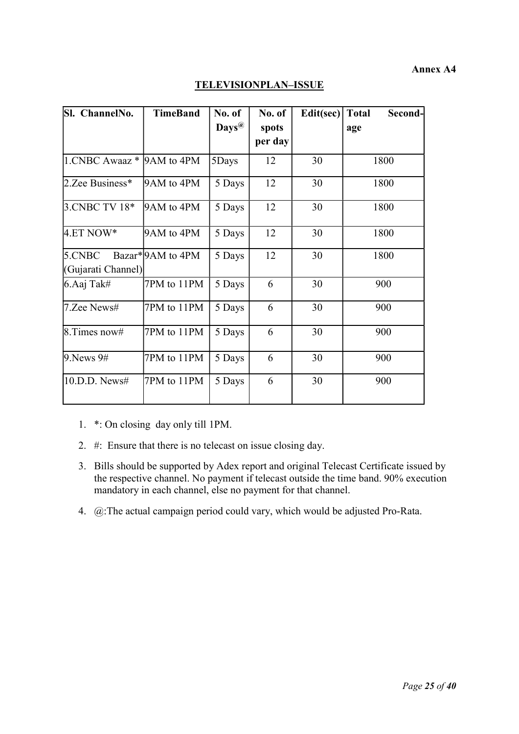**Annex A4**

## TELEVISIONPLAN–ISSUE

| Sl. ChannelNo. | TimeBand | No. of Days@ | No. of spots per day | Edit(sec) | Total Second-age |
|---|---|---|---|---|---|
| 1.CNBC Awaaz * | 9AM to 4PM | 5Days | 12 | 30 | 1800 |
| 2.Zee Business* | 9AM to 4PM | 5 Days | 12 | 30 | 1800 |
| 3.CNBC TV 18* | 9AM to 4PM | 5 Days | 12 | 30 | 1800 |
| 4.ET NOW* | 9AM to 4PM | 5 Days | 12 | 30 | 1800 |
| 5.CNBC Bazar* (Gujarati Channel) | 9AM to 4PM | 5 Days | 12 | 30 | 1800 |
| 6.Aaj Tak# | 7PM to 11PM | 5 Days | 6 | 30 | 900 |
| 7.Zee News# | 7PM to 11PM | 5 Days | 6 | 30 | 900 |
| 8.Times now# | 7PM to 11PM | 5 Days | 6 | 30 | 900 |
| 9.News 9# | 7PM to 11PM | 5 Days | 6 | 30 | 900 |
| 10.D.D. News# | 7PM to 11PM | 5 Days | 6 | 30 | 900 |

1. *: On closing day only till 1PM.
2. #: Ensure that there is no telecast on issue closing day.
3. Bills should be supported by Adex report and original Telecast Certificate issued by the respective channel. No payment if telecast outside the time band. 90% execution mandatory in each channel, else no payment for that channel.
4. @:The actual campaign period could vary, which would be adjusted Pro-Rata.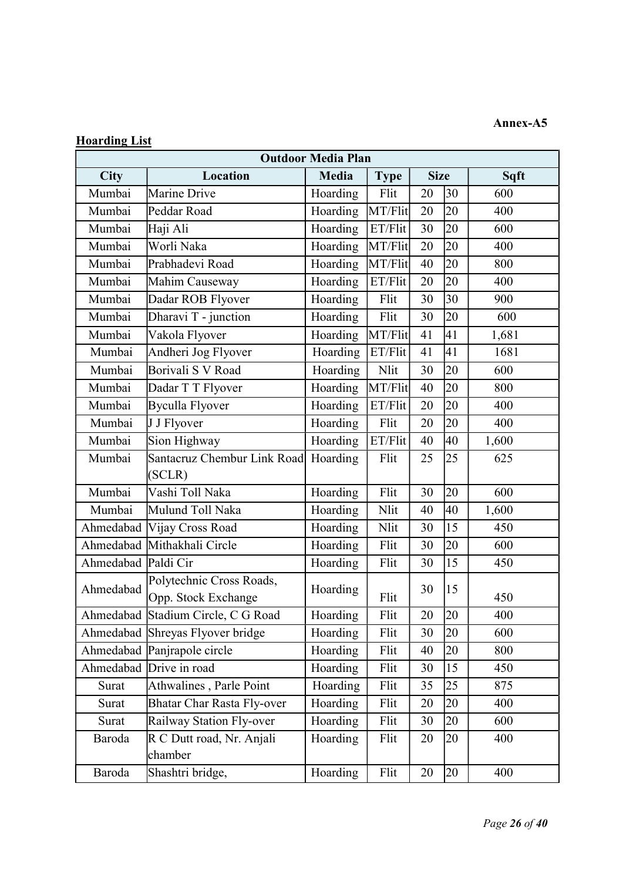**Annex-A5**

**Hoarding List**

| Outdoor Media Plan | | | | | | |
|---|---|---|---|---|---|---|
| **City** | **Location** | **Media** | **Type** | **Size** | | **Sqft** |
| Mumbai | Marine Drive | Hoarding | Flit | 20 | 30 | 600 |
| Mumbai | Peddar Road | Hoarding | MT/Flit | 20 | 20 | 400 |
| Mumbai | Haji Ali | Hoarding | ET/Flit | 30 | 20 | 600 |
| Mumbai | Worli Naka | Hoarding | MT/Flit | 20 | 20 | 400 |
| Mumbai | Prabhadevi Road | Hoarding | MT/Flit | 40 | 20 | 800 |
| Mumbai | Mahim Causeway | Hoarding | ET/Flit | 20 | 20 | 400 |
| Mumbai | Dadar ROB Flyover | Hoarding | Flit | 30 | 30 | 900 |
| Mumbai | Dharavi T - junction | Hoarding | Flit | 30 | 20 | 600 |
| Mumbai | Vakola Flyover | Hoarding | MT/Flit | 41 | 41 | 1,681 |
| Mumbai | Andheri Jog Flyover | Hoarding | ET/Flit | 41 | 41 | 1681 |
| Mumbai | Borivali S V Road | Hoarding | Nlit | 30 | 20 | 600 |
| Mumbai | Dadar T T Flyover | Hoarding | MT/Flit | 40 | 20 | 800 |
| Mumbai | Byculla Flyover | Hoarding | ET/Flit | 20 | 20 | 400 |
| Mumbai | J J Flyover | Hoarding | Flit | 20 | 20 | 400 |
| Mumbai | Sion Highway | Hoarding | ET/Flit | 40 | 40 | 1,600 |
| Mumbai | Santacruz Chembur Link Road (SCLR) | Hoarding | Flit | 25 | 25 | 625 |
| Mumbai | Vashi Toll Naka | Hoarding | Flit | 30 | 20 | 600 |
| Mumbai | Mulund Toll Naka | Hoarding | Nlit | 40 | 40 | 1,600 |
| Ahmedabad | Vijay Cross Road | Hoarding | Nlit | 30 | 15 | 450 |
| Ahmedabad | Mithakhali Circle | Hoarding | Flit | 30 | 20 | 600 |
| Ahmedabad | Paldi Cir | Hoarding | Flit | 30 | 15 | 450 |
| Ahmedabad | Polytechnic Cross Roads, Opp. Stock Exchange | Hoarding | Flit | 30 | 15 | 450 |
| Ahmedabad | Stadium Circle, C G Road | Hoarding | Flit | 20 | 20 | 400 |
| Ahmedabad | Shreyas Flyover bridge | Hoarding | Flit | 30 | 20 | 600 |
| Ahmedabad | Panjrapole circle | Hoarding | Flit | 40 | 20 | 800 |
| Ahmedabad | Drive in road | Hoarding | Flit | 30 | 15 | 450 |
| Surat | Athwalines , Parle Point | Hoarding | Flit | 35 | 25 | 875 |
| Surat | Bhatar Char Rasta Fly-over | Hoarding | Flit | 20 | 20 | 400 |
| Surat | Railway Station Fly-over | Hoarding | Flit | 30 | 20 | 600 |
| Baroda | R C Dutt road, Nr. Anjali chamber | Hoarding | Flit | 20 | 20 | 400 |
| Baroda | Shashtri bridge, | Hoarding | Flit | 20 | 20 | 400 |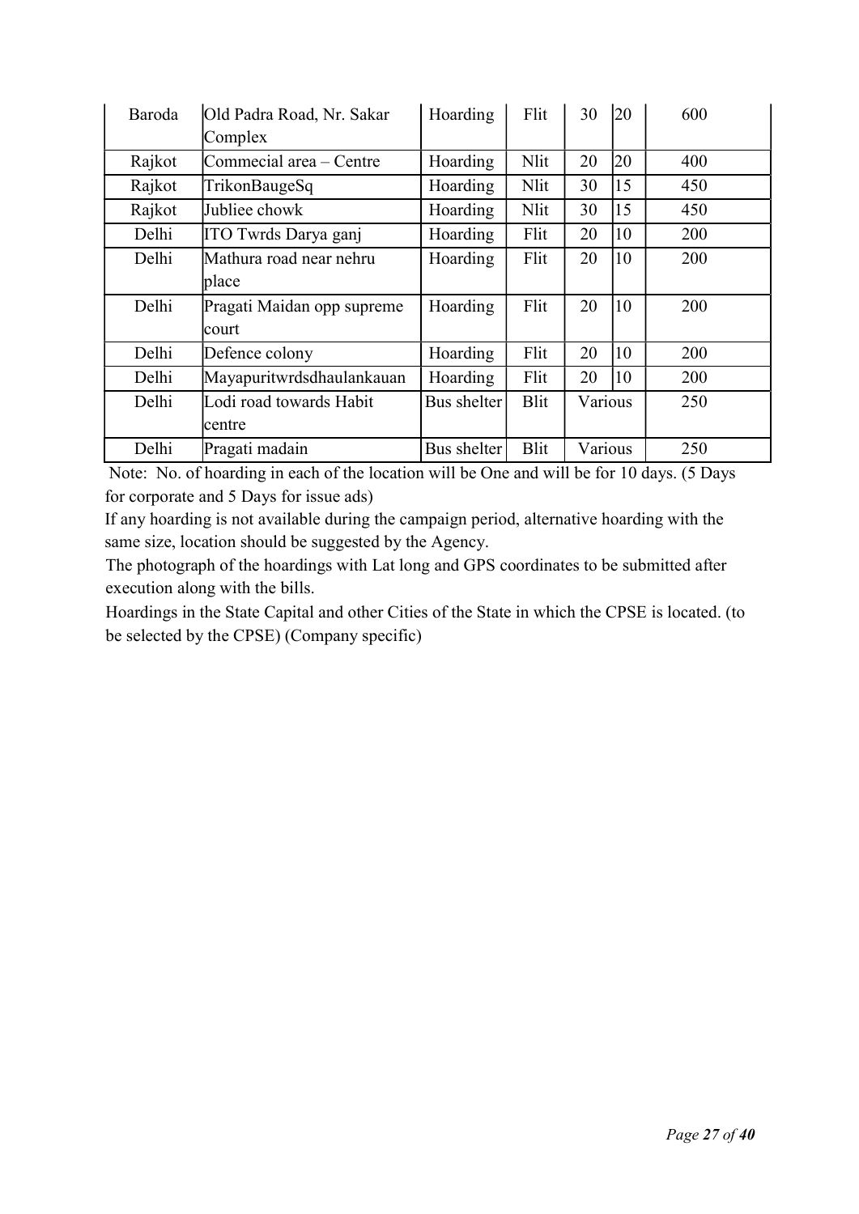| Baroda | Old Padra Road, Nr. Sakar Complex | Hoarding | Flit | 30 | 20 | 600 |
|---|---|---|---|---|---|---|
| Rajkot | Commecial area – Centre | Hoarding | Nlit | 20 | 20 | 400 |
| Rajkot | TrikonBaugeSq | Hoarding | Nlit | 30 | 15 | 450 |
| Rajkot | Jubliee chowk | Hoarding | Nlit | 30 | 15 | 450 |
| Delhi | ITO Twrds Darya ganj | Hoarding | Flit | 20 | 10 | 200 |
| Delhi | Mathura road near nehru place | Hoarding | Flit | 20 | 10 | 200 |
| Delhi | Pragati Maidan opp supreme court | Hoarding | Flit | 20 | 10 | 200 |
| Delhi | Defence colony | Hoarding | Flit | 20 | 10 | 200 |
| Delhi | Mayapuritwrdsdhaulankauan | Hoarding | Flit | 20 | 10 | 200 |
| Delhi | Lodi road towards Habit centre | Bus shelter | Blit | Various | | 250 |
| Delhi | Pragati madain | Bus shelter | Blit | Various | | 250 |

Note: No. of hoarding in each of the location will be One and will be for 10 days. (5 Days for corporate and 5 Days for issue ads)

If any hoarding is not available during the campaign period, alternative hoarding with the same size, location should be suggested by the Agency.

The photograph of the hoardings with Lat long and GPS coordinates to be submitted after execution along with the bills.

Hoardings in the State Capital and other Cities of the State in which the CPSE is located. (to be selected by the CPSE) (Company specific)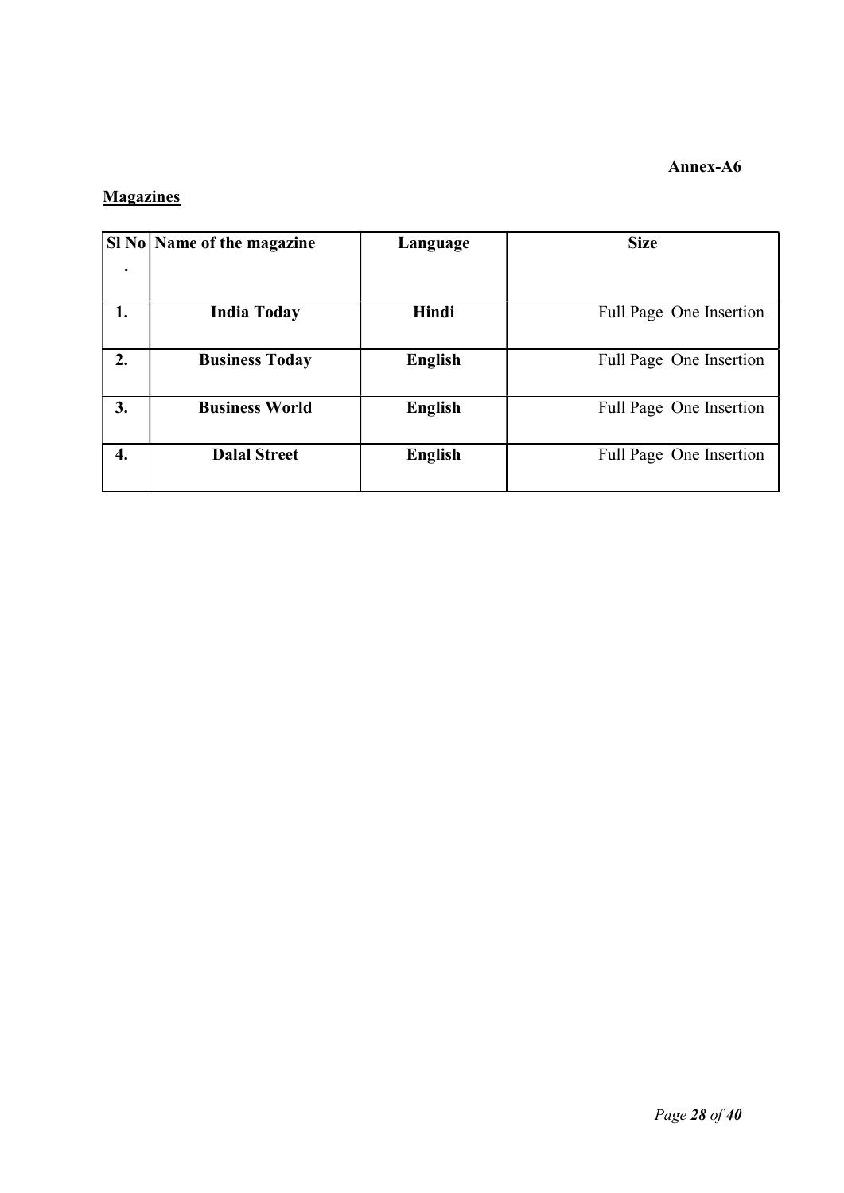**Annex-A6**

**Magazines**

| Sl No. | Name of the magazine | Language | Size |
|---|---|---|---|
| **1.** | **India Today** | **Hindi** | Full Page One Insertion |
| **2.** | **Business Today** | **English** | Full Page One Insertion |
| **3.** | **Business World** | **English** | Full Page One Insertion |
| **4.** | **Dalal Street** | **English** | Full Page One Insertion |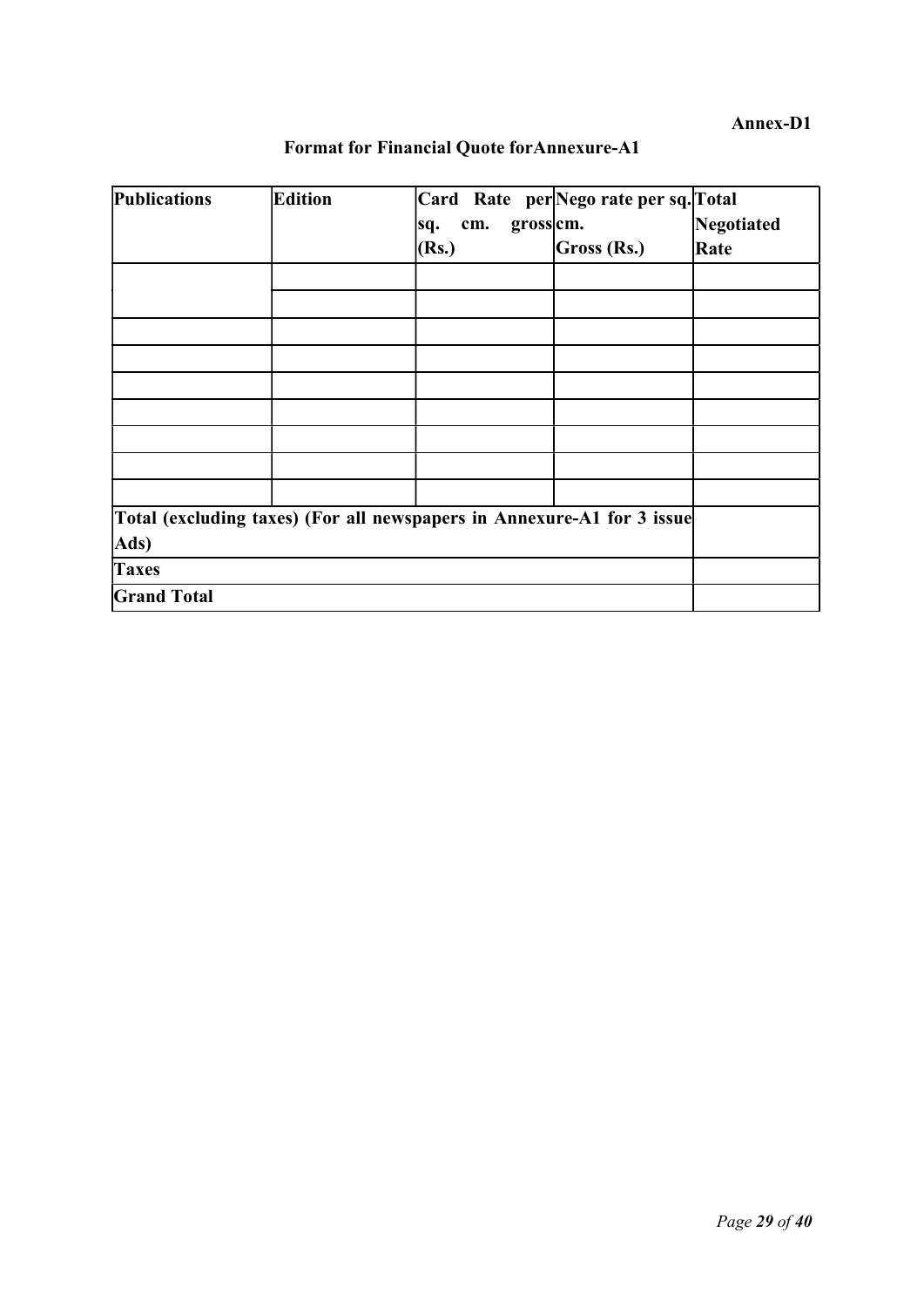**Annex-D1**

## Format for Financial Quote forAnnexure-A1

| Publications | Edition | Card Rate per sq. cm. gross (Rs.) | Nego rate per sq. cm. Gross (Rs.) | Total Negotiated Rate |
|---|---|---|---|---|
| | | | | |
| | | | | |
| | | | | |
| | | | | |
| | | | | |
| | | | | |
| | | | | |
| | | | | |
| | | | | |
| **Total (excluding taxes) (For all newspapers in Annexure-A1 for 3 issue Ads)** | | | | |
| **Taxes** | | | | |
| **Grand Total** | | | | |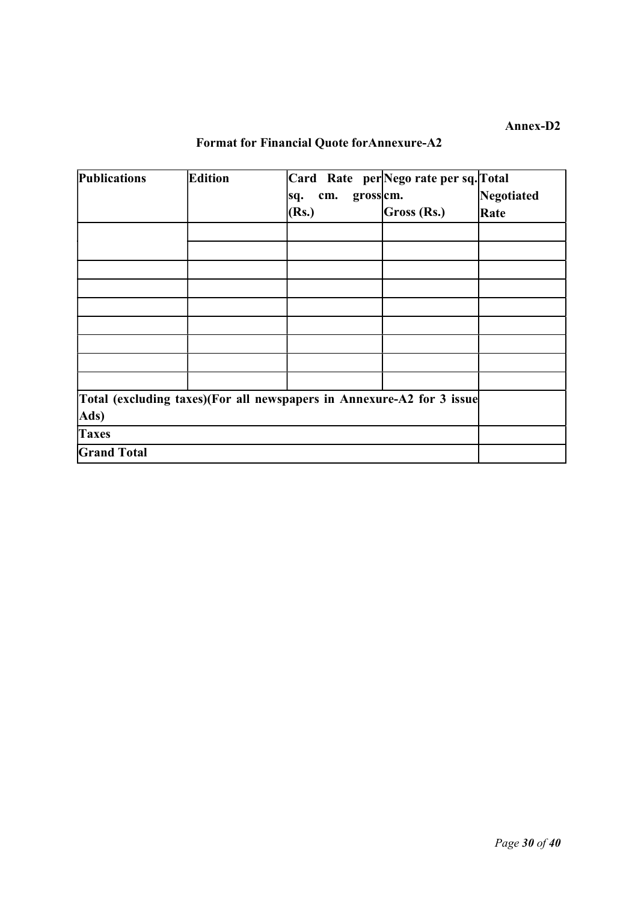**Annex-D2**

**Format for Financial Quote forAnnexure-A2**

| Publications | Edition | Card Rate per sq. cm. gross (Rs.) | Nego rate per sq. cm. Gross (Rs.) | Total Negotiated Rate |
|---|---|---|---|---|
| | | | | |
| | | | | |
| | | | | |
| | | | | |
| | | | | |
| | | | | |
| | | | | |
| | | | | |
| | | | | |
| **Total (excluding taxes)(For all newspapers in Annexure-A2 for 3 issue Ads)** | | | | |
| **Taxes** | | | | |
| **Grand Total** | | | | |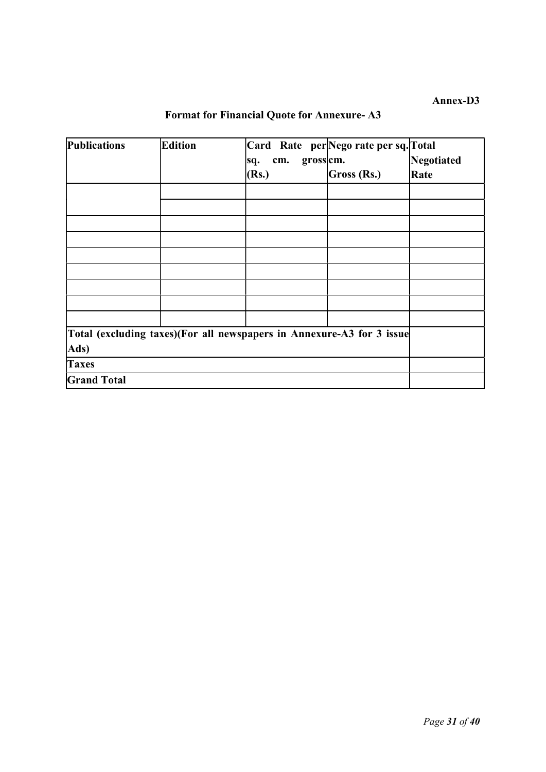**Annex-D3**

## Format for Financial Quote for Annexure- A3

| Publications | Edition | Card Rate per sq. cm. gross (Rs.) | Nego rate per sq. cm. Gross (Rs.) | Total Negotiated Rate |
|---|---|---|---|---|
| | | | | |
| | | | | |
| | | | | |
| | | | | |
| | | | | |
| | | | | |
| | | | | |
| | | | | |
| | | | | |
| **Total (excluding taxes)(For all newspapers in Annexure-A3 for 3 issue Ads)** | | | | |
| **Taxes** | | | | |
| **Grand Total** | | | | |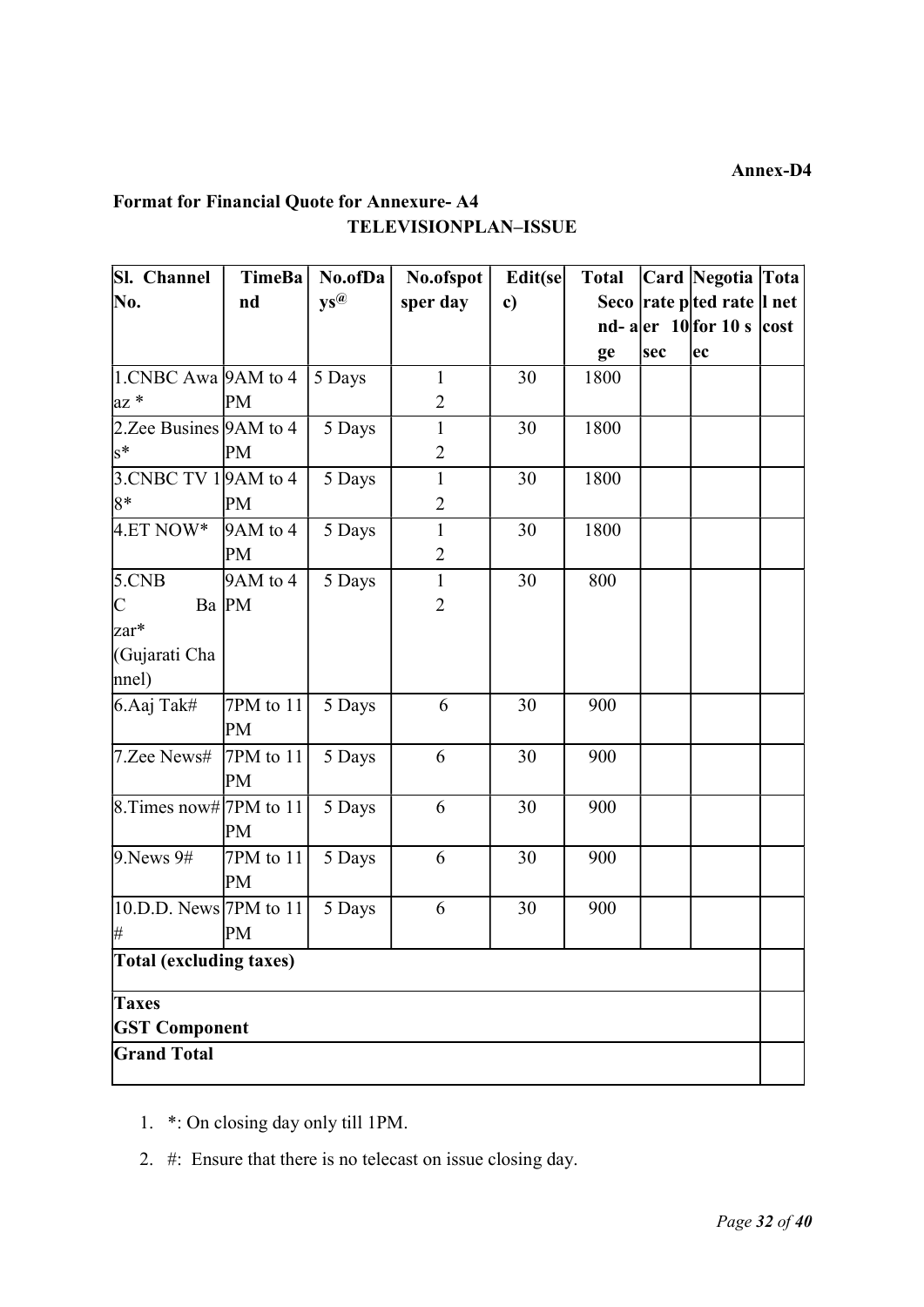**Annex-D4**

**Format for Financial Quote for Annexure- A4**

**TELEVISIONPLAN–ISSUE**

| Sl. No. | Channel | TimeBand | No.ofDays@ | No.ofspotsper day | Edit(sec) | Total Second-age | Card rate per 10 sec | Negotiated rate for 10 sec | Total net cost |
|---|---|---|---|---|---|---|---|---|---|
| 1. | CNBC Awaaz * | 9AM to 4 PM | 5 Days | 12 | 30 | 1800 | | | |
| 2. | Zee Business* | 9AM to 4 PM | 5 Days | 12 | 30 | 1800 | | | |
| 3. | CNBC TV 18* | 9AM to 4 PM | 5 Days | 12 | 30 | 1800 | | | |
| 4. | ET NOW* | 9AM to 4 PM | 5 Days | 12 | 30 | 1800 | | | |
| 5. | CNBC Bazar* (Gujarati Channel) | 9AM to 4 PM | 5 Days | 12 | 30 | 800 | | | |
| 6. | Aaj Tak# | 7PM to 11 PM | 5 Days | 6 | 30 | 900 | | | |
| 7. | Zee News# | 7PM to 11 PM | 5 Days | 6 | 30 | 900 | | | |
| 8. | Times now# | 7PM to 11 PM | 5 Days | 6 | 30 | 900 | | | |
| 9. | News 9# | 7PM to 11 PM | 5 Days | 6 | 30 | 900 | | | |
| 10. | D.D. News # | 7PM to 11 PM | 5 Days | 6 | 30 | 900 | | | |
| **Total (excluding taxes)** | | | | | | | | | |
| **Taxes GST Component** | | | | | | | | | |
| **Grand Total** | | | | | | | | | |

1. *: On closing day only till 1PM.
2. #: Ensure that there is no telecast on issue closing day.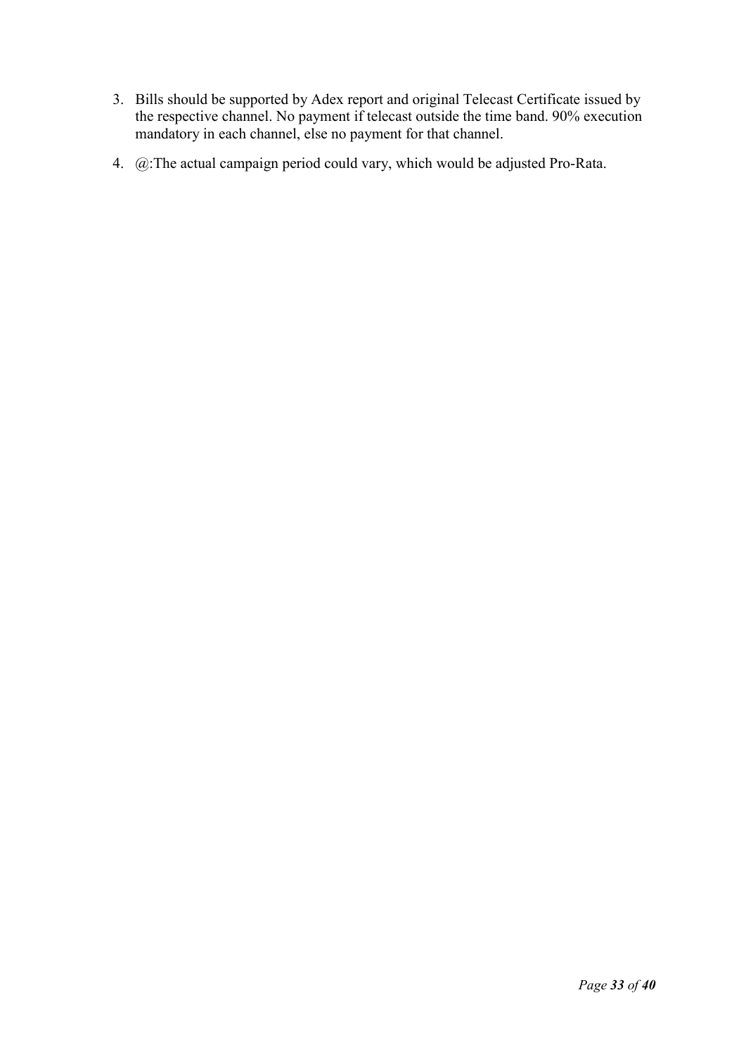3. Bills should be supported by Adex report and original Telecast Certificate issued by the respective channel. No payment if telecast outside the time band. 90% execution mandatory in each channel, else no payment for that channel.
4. @:The actual campaign period could vary, which would be adjusted Pro-Rata.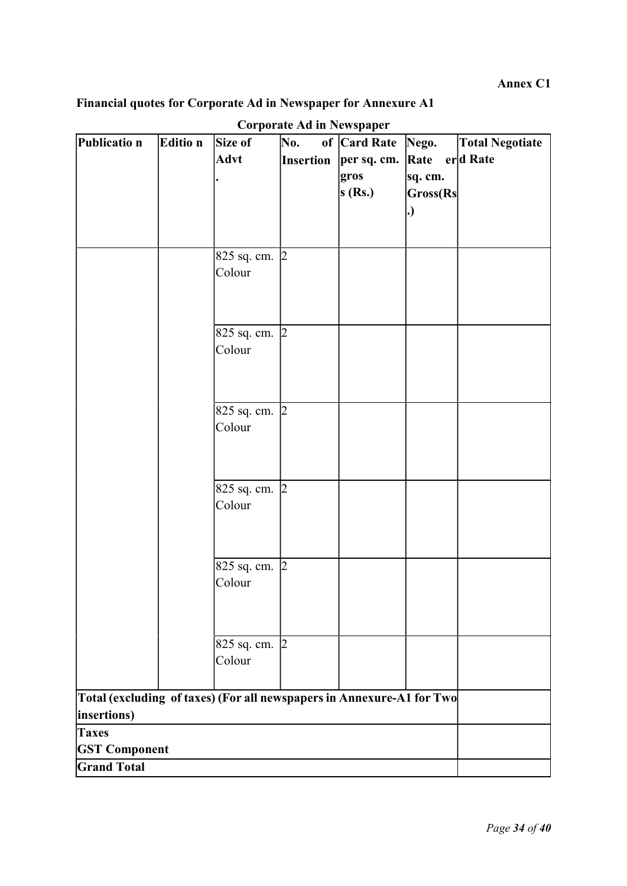**Annex C1**

**Financial quotes for Corporate Ad in Newspaper for Annexure A1**

**Corporate Ad in Newspaper**

| Publication | Edition | Size of Advt. | No. of Insertion | Card Rate per sq. cm. gross (Rs.) | Nego. Rate per sq. cm. Gross(Rs.) | Total Negotiated Rate |
|---|---|---|---|---|---|---|
| | | 825 sq. cm. Colour | 2 | | | |
| | | 825 sq. cm. Colour | 2 | | | |
| | | 825 sq. cm. Colour | 2 | | | |
| | | 825 sq. cm. Colour | 2 | | | |
| | | 825 sq. cm. Colour | 2 | | | |
| | | 825 sq. cm. Colour | 2 | | | |
| **Total (excluding of taxes) (For all newspapers in Annexure-A1 for Two insertions)** | | | | | | |
| **Taxes GST Component** | | | | | | |
| **Grand Total** | | | | | | |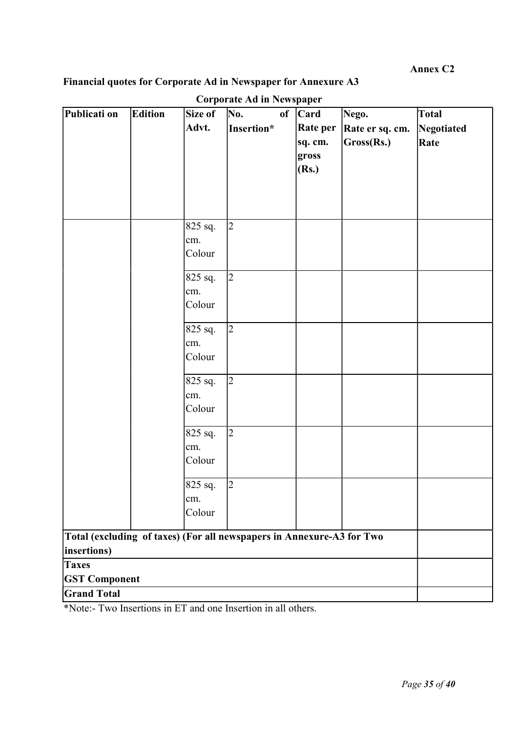**Annex C2**

**Financial quotes for Corporate Ad in Newspaper for Annexure A3**

**Corporate Ad in Newspaper**

| Publicati on | Edition | Size of Advt. | No. of Insertion* | Card Rate per sq. cm. gross (Rs.) | Nego. Rate er sq. cm. Gross(Rs.) | Total Negotiated Rate |
|---|---|---|---|---|---|---|
| | | 825 sq. cm. Colour | 2 | | | |
| | | 825 sq. cm. Colour | 2 | | | |
| | | 825 sq. cm. Colour | 2 | | | |
| | | 825 sq. cm. Colour | 2 | | | |
| | | 825 sq. cm. Colour | 2 | | | |
| | | 825 sq. cm. Colour | 2 | | | |
| **Total (excluding of taxes) (For all newspapers in Annexure-A3 for Two insertions)** | | | | | | |
| **Taxes GST Component** | | | | | | |
| **Grand Total** | | | | | | |

*Note:- Two Insertions in ET and one Insertion in all others.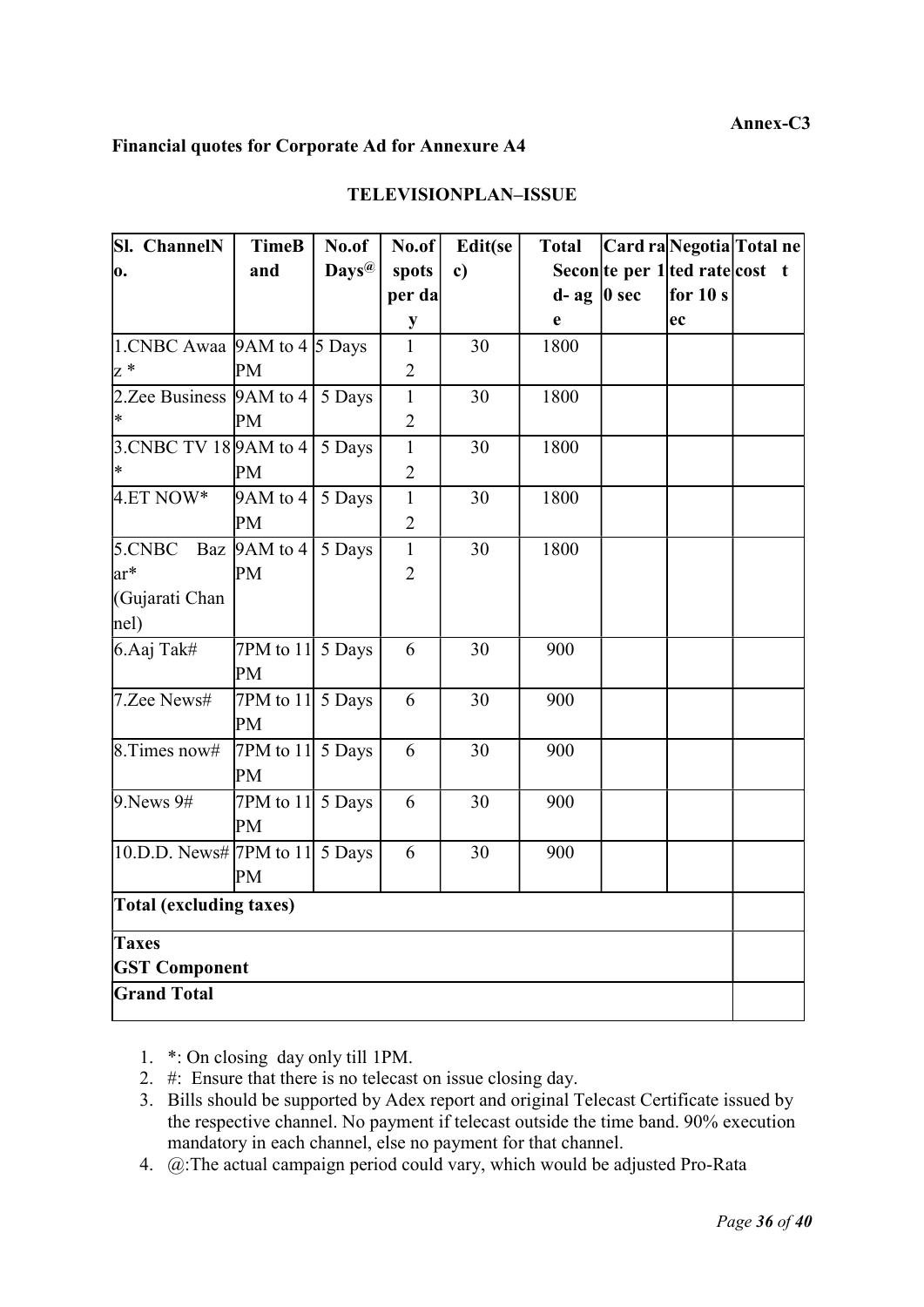**Annex-C3**

**Financial quotes for Corporate Ad for Annexure A4**

**TELEVISIONPLAN–ISSUE**

| Sl. No. | ChannelN | TimeBand | No.of Days@ | No.of spots per day | Edit(sec) | Total Second-age | Card rate per 10 sec | Negotiated rate for 10 sec | Total net cost |
|---|---|---|---|---|---|---|---|---|---|
| 1. | CNBC Awaaz * | 9AM to 4 PM | 5 Days | 12 | 30 | 1800 | | | |
| 2. | Zee Business * | 9AM to 4 PM | 5 Days | 12 | 30 | 1800 | | | |
| 3. | CNBC TV 18 * | 9AM to 4 PM | 5 Days | 12 | 30 | 1800 | | | |
| 4. | ET NOW* | 9AM to 4 PM | 5 Days | 12 | 30 | 1800 | | | |
| 5. | CNBC Bazar* (Gujarati Channel) | 9AM to 4 PM | 5 Days | 12 | 30 | 1800 | | | |
| 6. | Aaj Tak# | 7PM to 11 PM | 5 Days | 6 | 30 | 900 | | | |
| 7. | Zee News# | 7PM to 11 PM | 5 Days | 6 | 30 | 900 | | | |
| 8. | Times now# | 7PM to 11 PM | 5 Days | 6 | 30 | 900 | | | |
| 9. | News 9# | 7PM to 11 PM | 5 Days | 6 | 30 | 900 | | | |
| 10. | D.D. News# | 7PM to 11 PM | 5 Days | 6 | 30 | 900 | | | |
| **Total (excluding taxes)** | | | | | | | | | |
| **Taxes GST Component** | | | | | | | | | |
| **Grand Total** | | | | | | | | | |

1. *: On closing day only till 1PM.
2. #: Ensure that there is no telecast on issue closing day.
3. Bills should be supported by Adex report and original Telecast Certificate issued by the respective channel. No payment if telecast outside the time band. 90% execution mandatory in each channel, else no payment for that channel.
4. @:The actual campaign period could vary, which would be adjusted Pro-Rata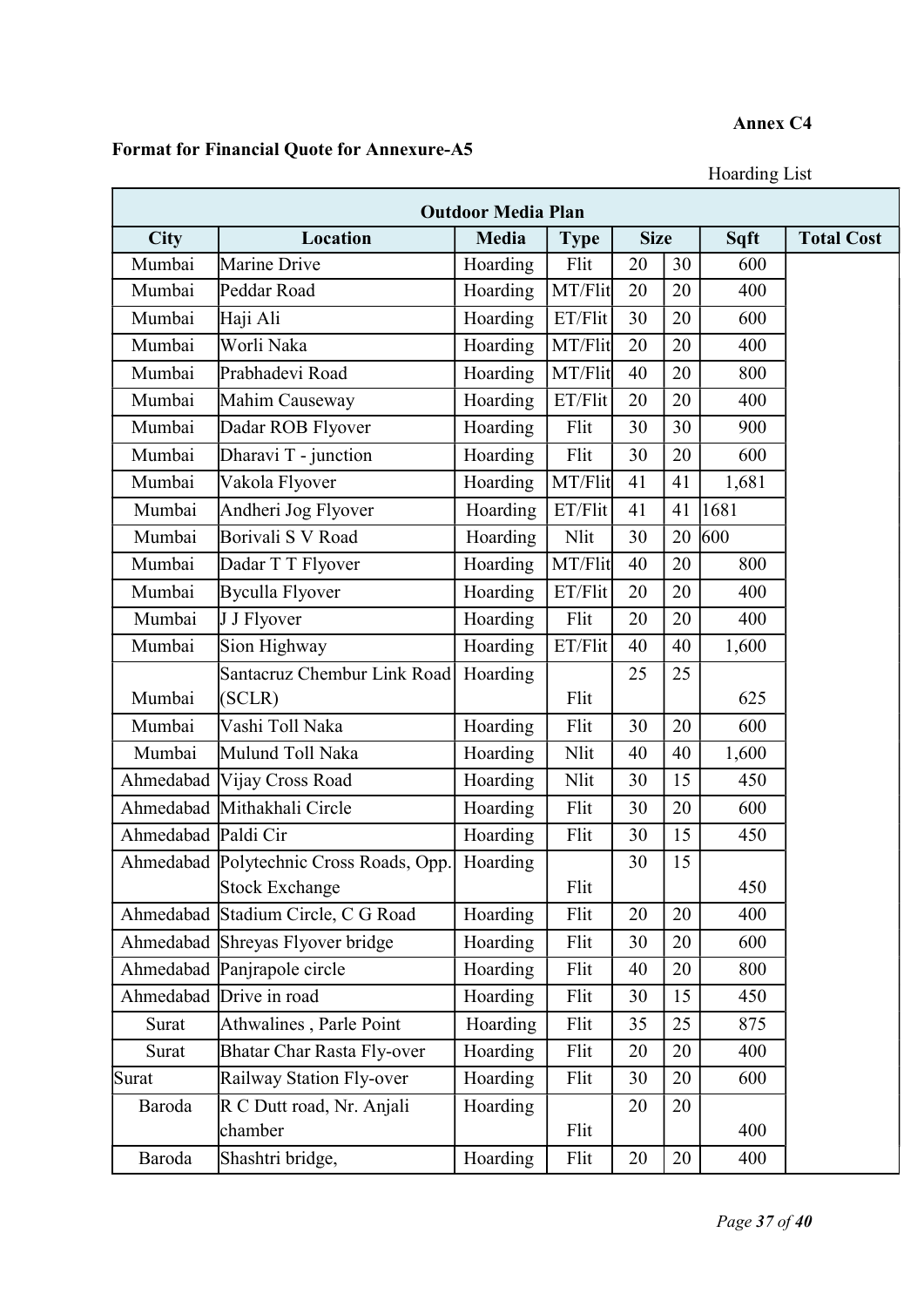**Annex C4**

**Format for Financial Quote for Annexure-A5**

Hoarding List

| Outdoor Media Plan | | | | | | | |
|---|---|---|---|---|---|---|---|
| **City** | **Location** | **Media** | **Type** | **Size** | | **Sqft** | **Total Cost** |
| Mumbai | Marine Drive | Hoarding | Flit | 20 | 30 | 600 | |
| Mumbai | Peddar Road | Hoarding | MT/Flit | 20 | 20 | 400 | |
| Mumbai | Haji Ali | Hoarding | ET/Flit | 30 | 20 | 600 | |
| Mumbai | Worli Naka | Hoarding | MT/Flit | 20 | 20 | 400 | |
| Mumbai | Prabhadevi Road | Hoarding | MT/Flit | 40 | 20 | 800 | |
| Mumbai | Mahim Causeway | Hoarding | ET/Flit | 20 | 20 | 400 | |
| Mumbai | Dadar ROB Flyover | Hoarding | Flit | 30 | 30 | 900 | |
| Mumbai | Dharavi T - junction | Hoarding | Flit | 30 | 20 | 600 | |
| Mumbai | Vakola Flyover | Hoarding | MT/Flit | 41 | 41 | 1,681 | |
| Mumbai | Andheri Jog Flyover | Hoarding | ET/Flit | 41 | 41 | 1681 | |
| Mumbai | Borivali S V Road | Hoarding | Nlit | 30 | 20 | 600 | |
| Mumbai | Dadar T T Flyover | Hoarding | MT/Flit | 40 | 20 | 800 | |
| Mumbai | Byculla Flyover | Hoarding | ET/Flit | 20 | 20 | 400 | |
| Mumbai | J J Flyover | Hoarding | Flit | 20 | 20 | 400 | |
| Mumbai | Sion Highway | Hoarding | ET/Flit | 40 | 40 | 1,600 | |
| Mumbai | Santacruz Chembur Link Road (SCLR) | Hoarding | Flit | 25 | 25 | 625 | |
| Mumbai | Vashi Toll Naka | Hoarding | Flit | 30 | 20 | 600 | |
| Mumbai | Mulund Toll Naka | Hoarding | Nlit | 40 | 40 | 1,600 | |
| Ahmedabad | Vijay Cross Road | Hoarding | Nlit | 30 | 15 | 450 | |
| Ahmedabad | Mithakhali Circle | Hoarding | Flit | 30 | 20 | 600 | |
| Ahmedabad | Paldi Cir | Hoarding | Flit | 30 | 15 | 450 | |
| Ahmedabad | Polytechnic Cross Roads, Opp. Stock Exchange | Hoarding | Flit | 30 | 15 | 450 | |
| Ahmedabad | Stadium Circle, C G Road | Hoarding | Flit | 20 | 20 | 400 | |
| Ahmedabad | Shreyas Flyover bridge | Hoarding | Flit | 30 | 20 | 600 | |
| Ahmedabad | Panjrapole circle | Hoarding | Flit | 40 | 20 | 800 | |
| Ahmedabad | Drive in road | Hoarding | Flit | 30 | 15 | 450 | |
| Surat | Athwalines , Parle Point | Hoarding | Flit | 35 | 25 | 875 | |
| Surat | Bhatar Char Rasta Fly-over | Hoarding | Flit | 20 | 20 | 400 | |
| Surat | Railway Station Fly-over | Hoarding | Flit | 30 | 20 | 600 | |
| Baroda | R C Dutt road, Nr. Anjali chamber | Hoarding | Flit | 20 | 20 | 400 | |
| Baroda | Shashtri bridge, | Hoarding | Flit | 20 | 20 | 400 | |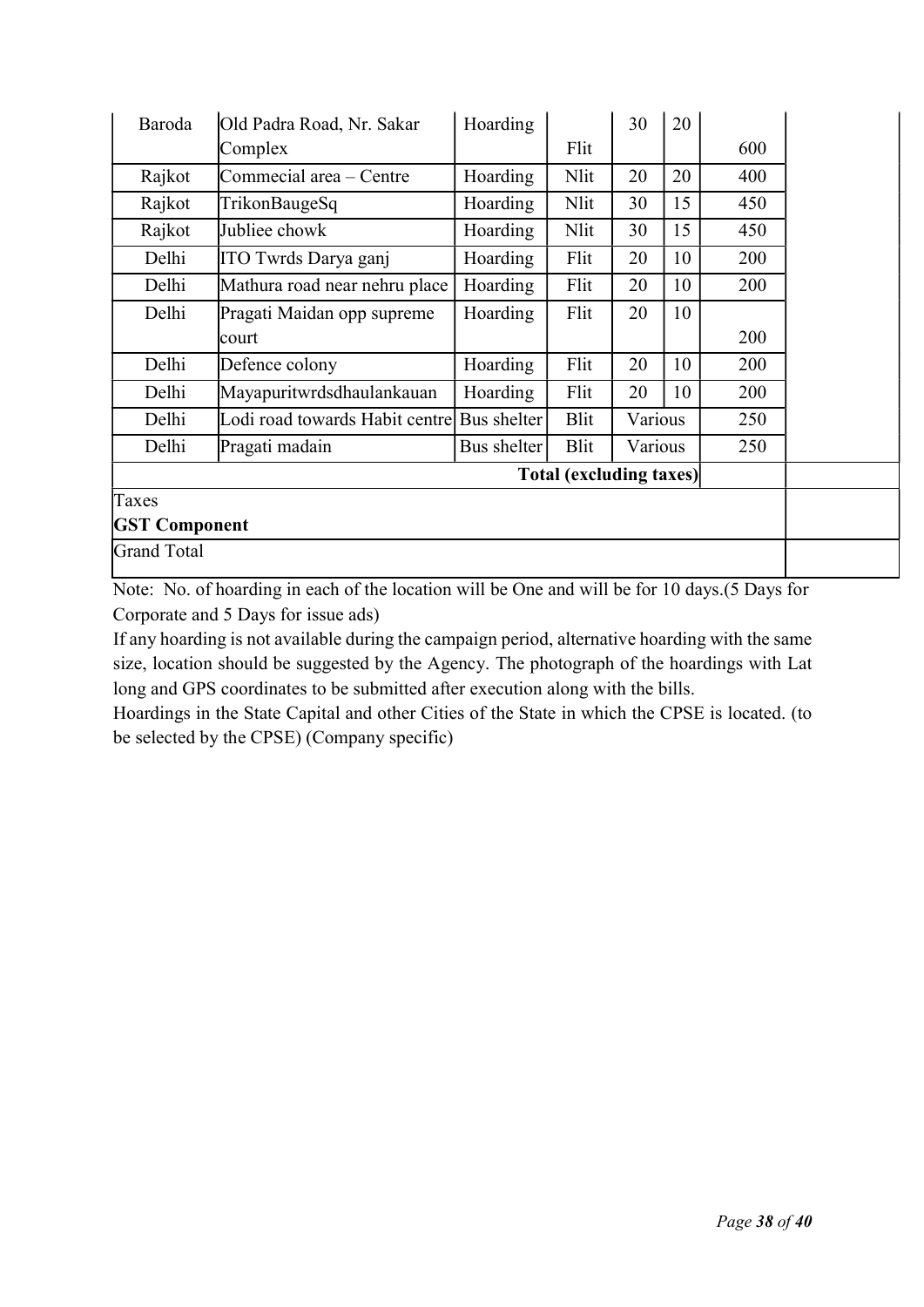| | | | | | | | |
|---|---|---|---|---|---|---|---|
| Baroda | Old Padra Road, Nr. Sakar Complex | Hoarding | Flit | 30 | 20 | 600 | |
| Rajkot | Commecial area – Centre | Hoarding | Nlit | 20 | 20 | 400 | |
| Rajkot | TrikonBaugeSq | Hoarding | Nlit | 30 | 15 | 450 | |
| Rajkot | Jubliee chowk | Hoarding | Nlit | 30 | 15 | 450 | |
| Delhi | ITO Twrds Darya ganj | Hoarding | Flit | 20 | 10 | 200 | |
| Delhi | Mathura road near nehru place | Hoarding | Flit | 20 | 10 | 200 | |
| Delhi | Pragati Maidan opp supreme court | Hoarding | Flit | 20 | 10 | 200 | |
| Delhi | Defence colony | Hoarding | Flit | 20 | 10 | 200 | |
| Delhi | Mayapuritwrdsdhaulankauan | Hoarding | Flit | 20 | 10 | 200 | |
| Delhi | Lodi road towards Habit centre | Bus shelter | Blit | Various | | 250 | |
| Delhi | Pragati madain | Bus shelter | Blit | Various | | 250 | |
| | | | | | **Total (excluding taxes)** | | |
| Taxes **GST Component** | | | | | | | |
| Grand Total | | | | | | | |

Note: No. of hoarding in each of the location will be One and will be for 10 days.(5 Days for Corporate and 5 Days for issue ads)

If any hoarding is not available during the campaign period, alternative hoarding with the same size, location should be suggested by the Agency. The photograph of the hoardings with Lat long and GPS coordinates to be submitted after execution along with the bills.

Hoardings in the State Capital and other Cities of the State in which the CPSE is located. (to be selected by the CPSE) (Company specific)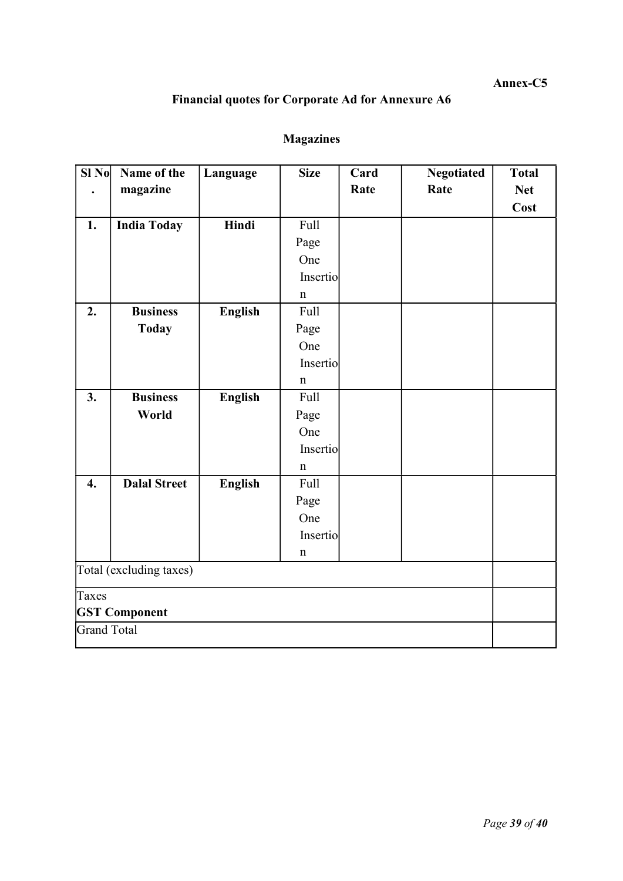**Annex-C5**

## Financial quotes for Corporate Ad for Annexure A6

### Magazines

| Sl No. | Name of the magazine | Language | Size | Card Rate | Negotiated Rate | Total Net Cost |
|---|---|---|---|---|---|---|
| **1.** | **India Today** | **Hindi** | Full Page One Insertion | | | |
| **2.** | **Business Today** | **English** | Full Page One Insertion | | | |
| **3.** | **Business World** | **English** | Full Page One Insertion | | | |
| **4.** | **Dalal Street** | **English** | Full Page One Insertion | | | |
| Total (excluding taxes) | | | | | | |
| Taxes **GST Component** | | | | | | |
| Grand Total | | | | | | |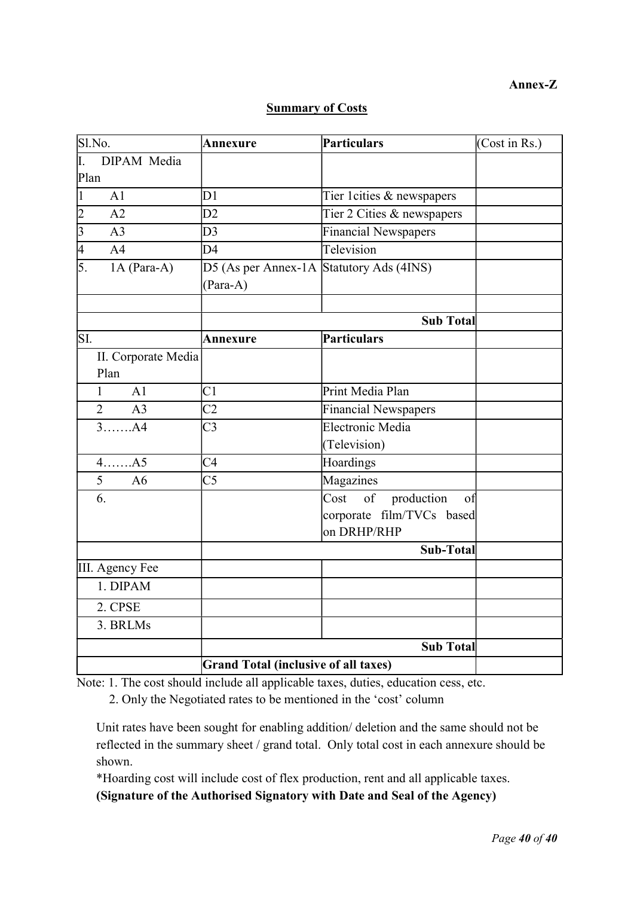**Annex-Z**

## Summary of Costs

| Sl.No. | Annexure | Particulars | (Cost in Rs.) |
|---|---|---|---|
| I. DIPAM Media Plan | | | |
| 1 A1 | D1 | Tier 1cities & newspapers | |
| 2 A2 | D2 | Tier 2 Cities & newspapers | |
| 3 A3 | D3 | Financial Newspapers | |
| 4 A4 | D4 | Television | |
| 5. 1A (Para-A) | D5 (As per Annex-1A (Para-A) | Statutory Ads (4INS) | |
| | | | |
| | | **Sub Total** | |
| SI. | **Annexure** | **Particulars** | |
| II. Corporate Media Plan | | | |
| 1 A1 | C1 | Print Media Plan | |
| 2 A3 | C2 | Financial Newspapers | |
| 3…….A4 | C3 | Electronic Media (Television) | |
| 4…….A5 | C4 | Hoardings | |
| 5 A6 | C5 | Magazines | |
| 6. | | Cost of production of corporate film/TVCs based on DRHP/RHP | |
| | | **Sub-Total** | |
| III. Agency Fee | | | |
| 1. DIPAM | | | |
| 2. CPSE | | | |
| 3. BRLMs | | | |
| | | **Sub Total** | |
| | **Grand Total (inclusive of all taxes)** | | |

Note: 1. The cost should include all applicable taxes, duties, education cess, etc.

2. Only the Negotiated rates to be mentioned in the 'cost' column

Unit rates have been sought for enabling addition/ deletion and the same should not be reflected in the summary sheet / grand total. Only total cost in each annexure should be shown.

*Hoarding cost will include cost of flex production, rent and all applicable taxes.

**(Signature of the Authorised Signatory with Date and Seal of the Agency)**